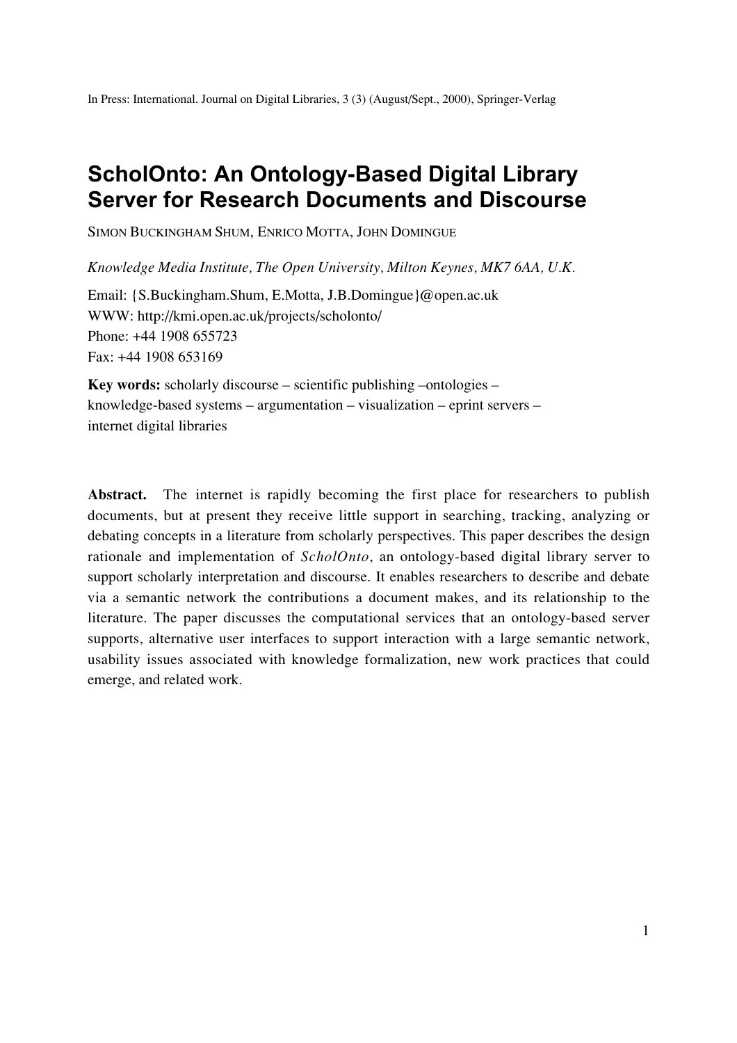In Press: International. Journal on Digital Libraries, 3 (3) (August/Sept., 2000), Springer-Verlag

# ScholOnto: An Ontology-Based Digital Library Server for Research Documents and Discourse

SIMON BUCKINGHAM SHUM, ENRICO MOTTA, JOHN DOMINGUE

*Knowledge Media Institute, The Open University, Milton Keynes, MK7 6AA, U.K.*

Email: {S.Buckingham.Shum, E.Motta, J.B.Domingue}@open.ac.uk
WWW: http://kmi.open.ac.uk/projects/scholonto/
Phone: +44 1908 655723
Fax: +44 1908 653169

**Key words:** scholarly discourse – scientific publishing –ontologies – knowledge-based systems – argumentation – visualization – eprint servers – internet digital libraries

**Abstract.** The internet is rapidly becoming the first place for researchers to publish documents, but at present they receive little support in searching, tracking, analyzing or debating concepts in a literature from scholarly perspectives. This paper describes the design rationale and implementation of *ScholOnto*, an ontology-based digital library server to support scholarly interpretation and discourse. It enables researchers to describe and debate via a semantic network the contributions a document makes, and its relationship to the literature. The paper discusses the computational services that an ontology-based server supports, alternative user interfaces to support interaction with a large semantic network, usability issues associated with knowledge formalization, new work practices that could emerge, and related work.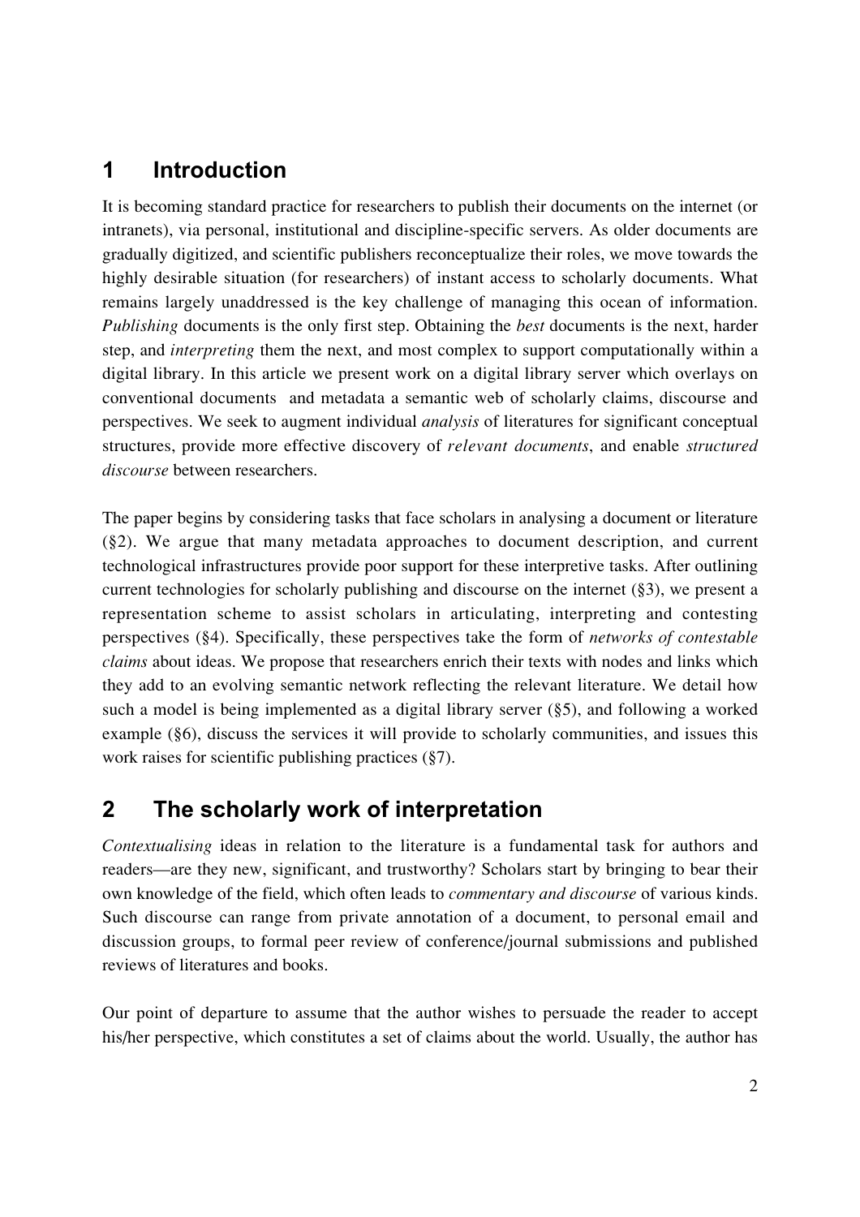## 1 Introduction

It is becoming standard practice for researchers to publish their documents on the internet (or intranets), via personal, institutional and discipline-specific servers. As older documents are gradually digitized, and scientific publishers reconceptualize their roles, we move towards the highly desirable situation (for researchers) of instant access to scholarly documents. What remains largely unaddressed is the key challenge of managing this ocean of information. *Publishing* documents is the only first step. Obtaining the *best* documents is the next, harder step, and *interpreting* them the next, and most complex to support computationally within a digital library. In this article we present work on a digital library server which overlays on conventional documents and metadata a semantic web of scholarly claims, discourse and perspectives. We seek to augment individual *analysis* of literatures for significant conceptual structures, provide more effective discovery of *relevant documents*, and enable *structured discourse* between researchers.

The paper begins by considering tasks that face scholars in analysing a document or literature (§2). We argue that many metadata approaches to document description, and current technological infrastructures provide poor support for these interpretive tasks. After outlining current technologies for scholarly publishing and discourse on the internet (§3), we present a representation scheme to assist scholars in articulating, interpreting and contesting perspectives (§4). Specifically, these perspectives take the form of *networks of contestable claims* about ideas. We propose that researchers enrich their texts with nodes and links which they add to an evolving semantic network reflecting the relevant literature. We detail how such a model is being implemented as a digital library server (§5), and following a worked example (§6), discuss the services it will provide to scholarly communities, and issues this work raises for scientific publishing practices (§7).

## 2 The scholarly work of interpretation

*Contextualising* ideas in relation to the literature is a fundamental task for authors and readers—are they new, significant, and trustworthy? Scholars start by bringing to bear their own knowledge of the field, which often leads to *commentary and discourse* of various kinds. Such discourse can range from private annotation of a document, to personal email and discussion groups, to formal peer review of conference/journal submissions and published reviews of literatures and books.

Our point of departure to assume that the author wishes to persuade the reader to accept his/her perspective, which constitutes a set of claims about the world. Usually, the author has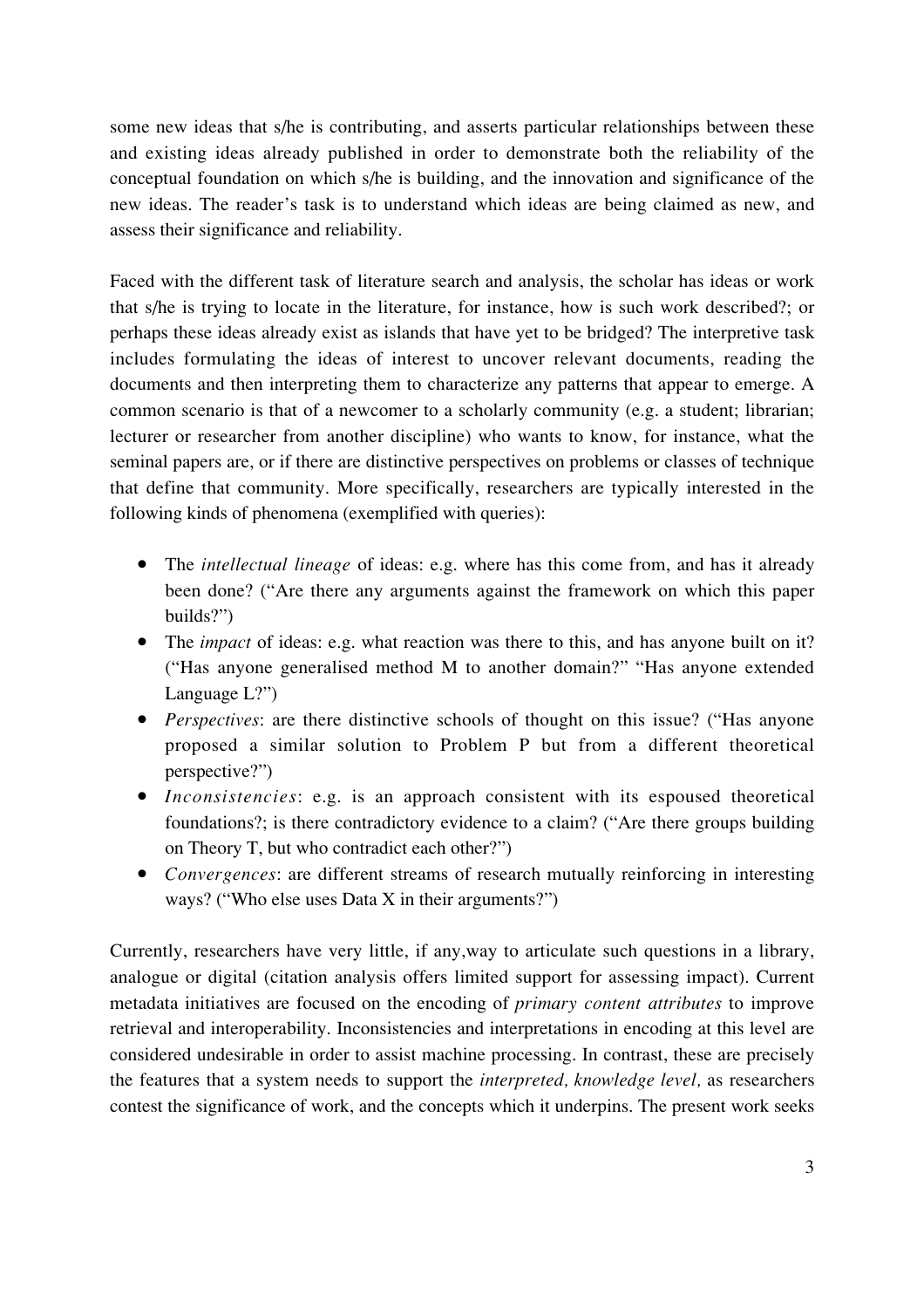some new ideas that s/he is contributing, and asserts particular relationships between these and existing ideas already published in order to demonstrate both the reliability of the conceptual foundation on which s/he is building, and the innovation and significance of the new ideas. The reader's task is to understand which ideas are being claimed as new, and assess their significance and reliability.

Faced with the different task of literature search and analysis, the scholar has ideas or work that s/he is trying to locate in the literature, for instance, how is such work described?; or perhaps these ideas already exist as islands that have yet to be bridged? The interpretive task includes formulating the ideas of interest to uncover relevant documents, reading the documents and then interpreting them to characterize any patterns that appear to emerge. A common scenario is that of a newcomer to a scholarly community (e.g. a student; librarian; lecturer or researcher from another discipline) who wants to know, for instance, what the seminal papers are, or if there are distinctive perspectives on problems or classes of technique that define that community. More specifically, researchers are typically interested in the following kinds of phenomena (exemplified with queries):

- The *intellectual lineage* of ideas: e.g. where has this come from, and has it already been done? ("Are there any arguments against the framework on which this paper builds?")
- The *impact* of ideas: e.g. what reaction was there to this, and has anyone built on it? ("Has anyone generalised method M to another domain?" "Has anyone extended Language L?")
- *Perspectives*: are there distinctive schools of thought on this issue? ("Has anyone proposed a similar solution to Problem P but from a different theoretical perspective?")
- *Inconsistencies*: e.g. is an approach consistent with its espoused theoretical foundations?; is there contradictory evidence to a claim? ("Are there groups building on Theory T, but who contradict each other?")
- *Convergences*: are different streams of research mutually reinforcing in interesting ways? ("Who else uses Data X in their arguments?")

Currently, researchers have very little, if any,way to articulate such questions in a library, analogue or digital (citation analysis offers limited support for assessing impact). Current metadata initiatives are focused on the encoding of *primary content attributes* to improve retrieval and interoperability. Inconsistencies and interpretations in encoding at this level are considered undesirable in order to assist machine processing. In contrast, these are precisely the features that a system needs to support the *interpreted, knowledge level,* as researchers contest the significance of work, and the concepts which it underpins. The present work seeks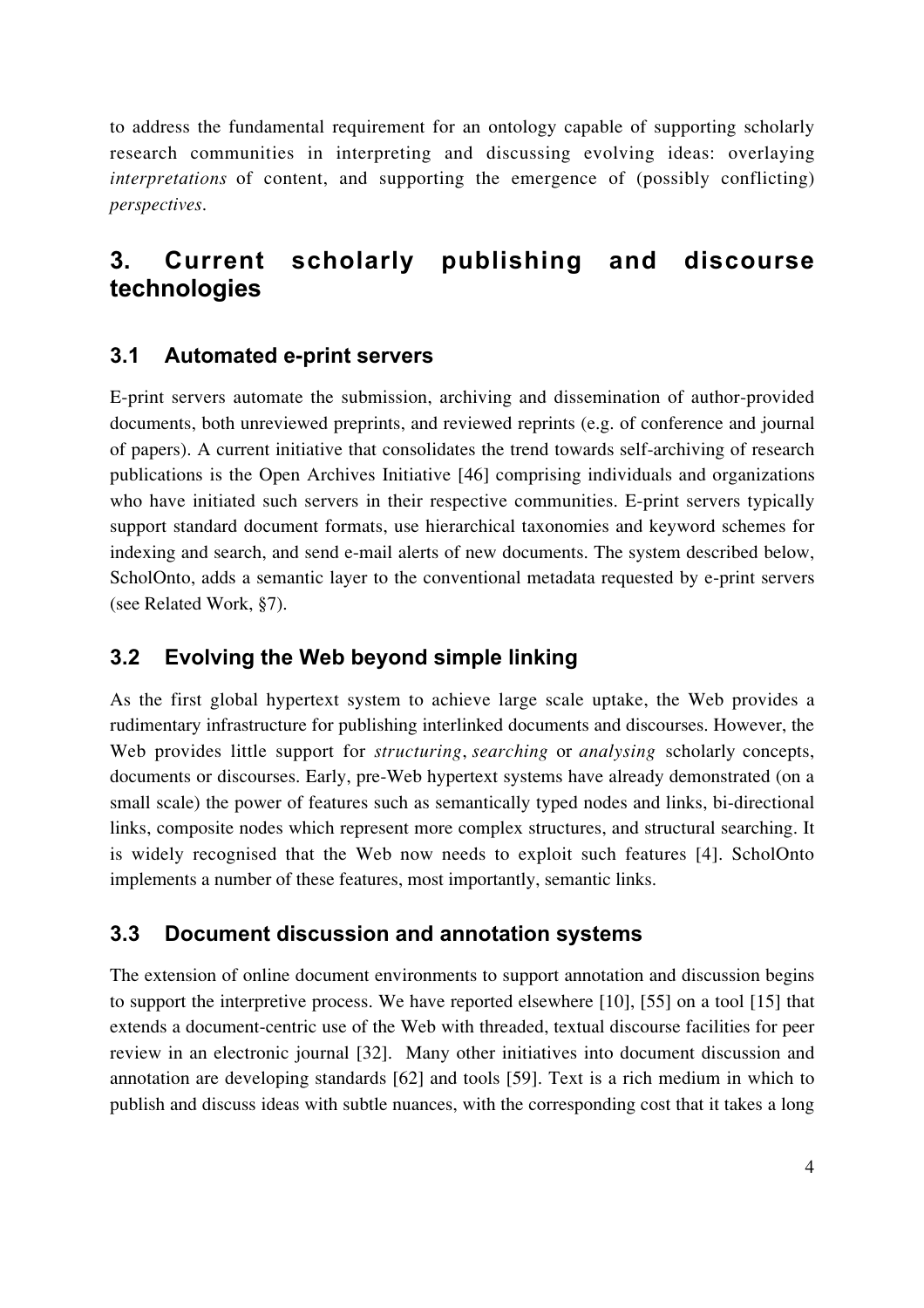to address the fundamental requirement for an ontology capable of supporting scholarly research communities in interpreting and discussing evolving ideas: overlaying *interpretations* of content, and supporting the emergence of (possibly conflicting) *perspectives*.

## 3. Current scholarly publishing and discourse technologies

### 3.1 Automated e-print servers

E-print servers automate the submission, archiving and dissemination of author-provided documents, both unreviewed preprints, and reviewed reprints (e.g. of conference and journal of papers). A current initiative that consolidates the trend towards self-archiving of research publications is the Open Archives Initiative [46] comprising individuals and organizations who have initiated such servers in their respective communities. E-print servers typically support standard document formats, use hierarchical taxonomies and keyword schemes for indexing and search, and send e-mail alerts of new documents. The system described below, ScholOnto, adds a semantic layer to the conventional metadata requested by e-print servers (see Related Work, §7).

### 3.2 Evolving the Web beyond simple linking

As the first global hypertext system to achieve large scale uptake, the Web provides a rudimentary infrastructure for publishing interlinked documents and discourses. However, the Web provides little support for *structuring*, *searching* or *analysing* scholarly concepts, documents or discourses. Early, pre-Web hypertext systems have already demonstrated (on a small scale) the power of features such as semantically typed nodes and links, bi-directional links, composite nodes which represent more complex structures, and structural searching. It is widely recognised that the Web now needs to exploit such features [4]. ScholOnto implements a number of these features, most importantly, semantic links.

### 3.3 Document discussion and annotation systems

The extension of online document environments to support annotation and discussion begins to support the interpretive process. We have reported elsewhere [10], [55] on a tool [15] that extends a document-centric use of the Web with threaded, textual discourse facilities for peer review in an electronic journal [32]. Many other initiatives into document discussion and annotation are developing standards [62] and tools [59]. Text is a rich medium in which to publish and discuss ideas with subtle nuances, with the corresponding cost that it takes a long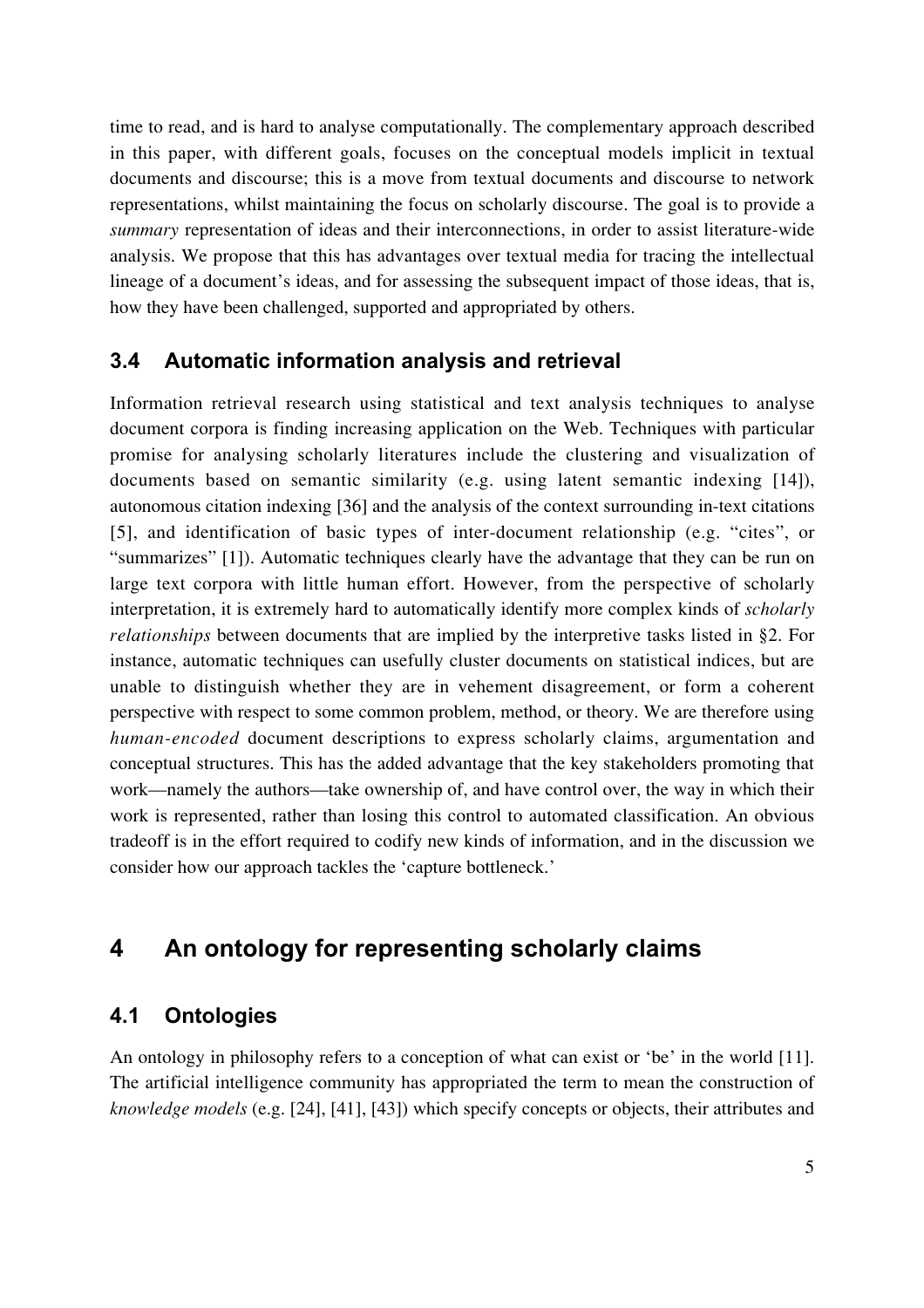time to read, and is hard to analyse computationally. The complementary approach described in this paper, with different goals, focuses on the conceptual models implicit in textual documents and discourse; this is a move from textual documents and discourse to network representations, whilst maintaining the focus on scholarly discourse. The goal is to provide a *summary* representation of ideas and their interconnections, in order to assist literature-wide analysis. We propose that this has advantages over textual media for tracing the intellectual lineage of a document's ideas, and for assessing the subsequent impact of those ideas, that is, how they have been challenged, supported and appropriated by others.

### 3.4 Automatic information analysis and retrieval

Information retrieval research using statistical and text analysis techniques to analyse document corpora is finding increasing application on the Web. Techniques with particular promise for analysing scholarly literatures include the clustering and visualization of documents based on semantic similarity (e.g. using latent semantic indexing [14]), autonomous citation indexing [36] and the analysis of the context surrounding in-text citations [5], and identification of basic types of inter-document relationship (e.g. "cites", or "summarizes" [1]). Automatic techniques clearly have the advantage that they can be run on large text corpora with little human effort. However, from the perspective of scholarly interpretation, it is extremely hard to automatically identify more complex kinds of *scholarly relationships* between documents that are implied by the interpretive tasks listed in §2. For instance, automatic techniques can usefully cluster documents on statistical indices, but are unable to distinguish whether they are in vehement disagreement, or form a coherent perspective with respect to some common problem, method, or theory. We are therefore using *human-encoded* document descriptions to express scholarly claims, argumentation and conceptual structures. This has the added advantage that the key stakeholders promoting that work—namely the authors—take ownership of, and have control over, the way in which their work is represented, rather than losing this control to automated classification. An obvious tradeoff is in the effort required to codify new kinds of information, and in the discussion we consider how our approach tackles the 'capture bottleneck.'

## 4 An ontology for representing scholarly claims

### 4.1 Ontologies

An ontology in philosophy refers to a conception of what can exist or 'be' in the world [11]. The artificial intelligence community has appropriated the term to mean the construction of *knowledge models* (e.g. [24], [41], [43]) which specify concepts or objects, their attributes and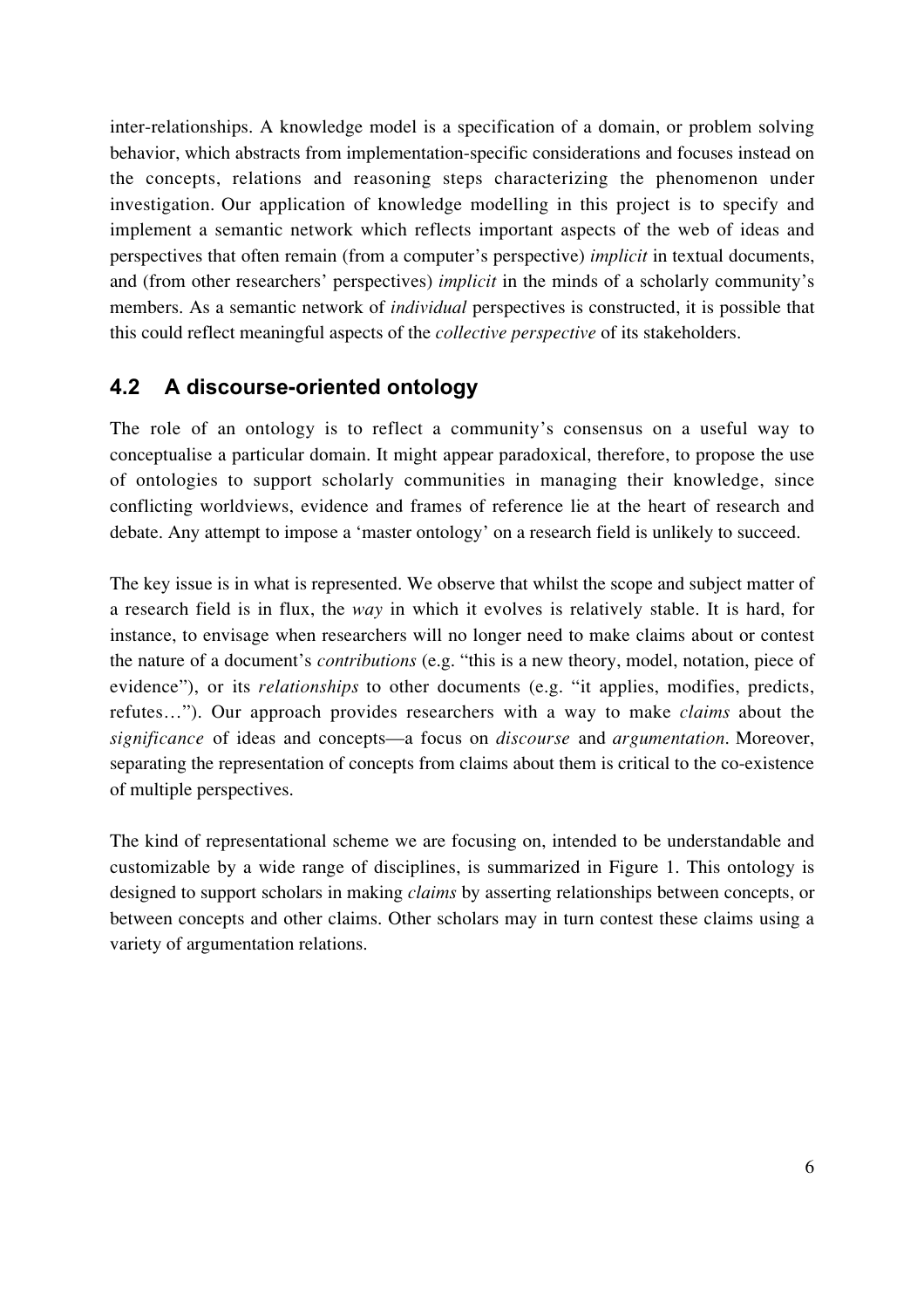inter-relationships. A knowledge model is a specification of a domain, or problem solving behavior, which abstracts from implementation-specific considerations and focuses instead on the concepts, relations and reasoning steps characterizing the phenomenon under investigation. Our application of knowledge modelling in this project is to specify and implement a semantic network which reflects important aspects of the web of ideas and perspectives that often remain (from a computer's perspective) *implicit* in textual documents, and (from other researchers' perspectives) *implicit* in the minds of a scholarly community's members. As a semantic network of *individual* perspectives is constructed, it is possible that this could reflect meaningful aspects of the *collective perspective* of its stakeholders.

## 4.2 A discourse-oriented ontology

The role of an ontology is to reflect a community's consensus on a useful way to conceptualise a particular domain. It might appear paradoxical, therefore, to propose the use of ontologies to support scholarly communities in managing their knowledge, since conflicting worldviews, evidence and frames of reference lie at the heart of research and debate. Any attempt to impose a 'master ontology' on a research field is unlikely to succeed.

The key issue is in what is represented. We observe that whilst the scope and subject matter of a research field is in flux, the *way* in which it evolves is relatively stable. It is hard, for instance, to envisage when researchers will no longer need to make claims about or contest the nature of a document's *contributions* (e.g. "this is a new theory, model, notation, piece of evidence"), or its *relationships* to other documents (e.g. "it applies, modifies, predicts, refutes…"). Our approach provides researchers with a way to make *claims* about the *significance* of ideas and concepts—a focus on *discourse* and *argumentation*. Moreover, separating the representation of concepts from claims about them is critical to the co-existence of multiple perspectives.

The kind of representational scheme we are focusing on, intended to be understandable and customizable by a wide range of disciplines, is summarized in Figure 1. This ontology is designed to support scholars in making *claims* by asserting relationships between concepts, or between concepts and other claims. Other scholars may in turn contest these claims using a variety of argumentation relations.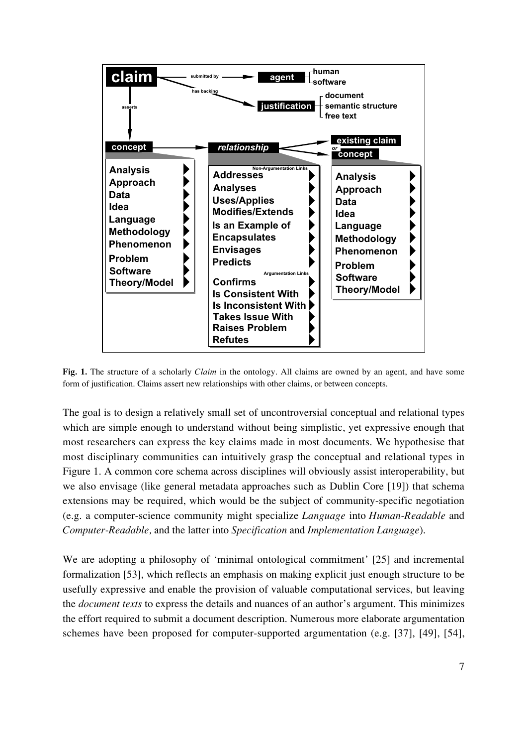**Fig. 1.** The structure of a scholarly *Claim* in the ontology. All claims are owned by an agent, and have some form of justification. Claims assert new relationships with other claims, or between concepts.

The goal is to design a relatively small set of uncontroversial conceptual and relational types which are simple enough to understand without being simplistic, yet expressive enough that most researchers can express the key claims made in most documents. We hypothesise that most disciplinary communities can intuitively grasp the conceptual and relational types in Figure 1. A common core schema across disciplines will obviously assist interoperability, but we also envisage (like general metadata approaches such as Dublin Core [19]) that schema extensions may be required, which would be the subject of community-specific negotiation (e.g. a computer-science community might specialize *Language* into *Human-Readable* and *Computer-Readable,* and the latter into *Specification* and *Implementation Language*).

We are adopting a philosophy of 'minimal ontological commitment' [25] and incremental formalization [53], which reflects an emphasis on making explicit just enough structure to be usefully expressive and enable the provision of valuable computational services, but leaving the *document texts* to express the details and nuances of an author's argument. This minimizes the effort required to submit a document description. Numerous more elaborate argumentation schemes have been proposed for computer-supported argumentation (e.g. [37], [49], [54],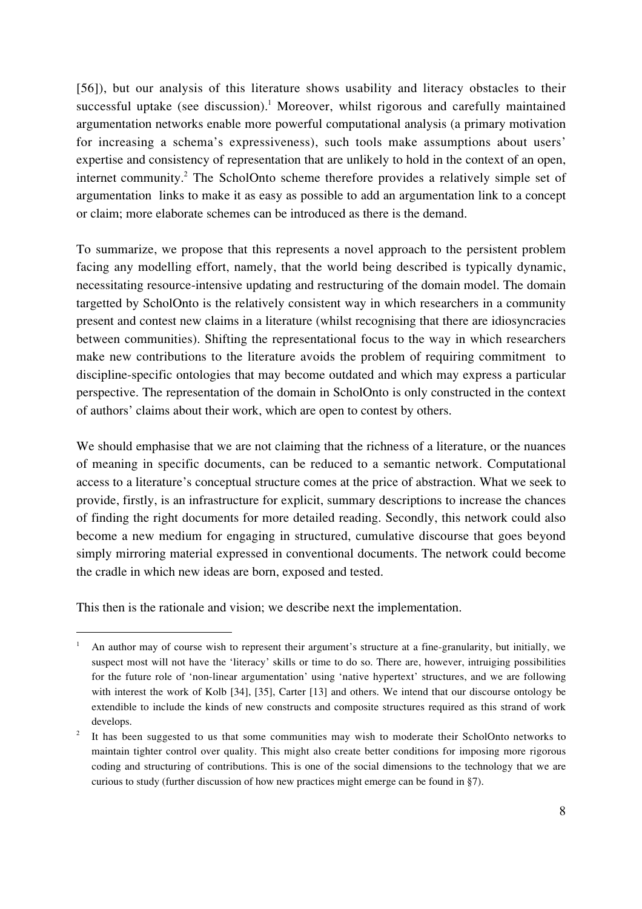[56]), but our analysis of this literature shows usability and literacy obstacles to their successful uptake (see discussion).[1] Moreover, whilst rigorous and carefully maintained argumentation networks enable more powerful computational analysis (a primary motivation for increasing a schema's expressiveness), such tools make assumptions about users' expertise and consistency of representation that are unlikely to hold in the context of an open, internet community.[2] The ScholOnto scheme therefore provides a relatively simple set of argumentation links to make it as easy as possible to add an argumentation link to a concept or claim; more elaborate schemes can be introduced as there is the demand.

To summarize, we propose that this represents a novel approach to the persistent problem facing any modelling effort, namely, that the world being described is typically dynamic, necessitating resource-intensive updating and restructuring of the domain model. The domain targetted by ScholOnto is the relatively consistent way in which researchers in a community present and contest new claims in a literature (whilst recognising that there are idiosyncracies between communities). Shifting the representational focus to the way in which researchers make new contributions to the literature avoids the problem of requiring commitment to discipline-specific ontologies that may become outdated and which may express a particular perspective. The representation of the domain in ScholOnto is only constructed in the context of authors' claims about their work, which are open to contest by others.

We should emphasise that we are not claiming that the richness of a literature, or the nuances of meaning in specific documents, can be reduced to a semantic network. Computational access to a literature's conceptual structure comes at the price of abstraction. What we seek to provide, firstly, is an infrastructure for explicit, summary descriptions to increase the chances of finding the right documents for more detailed reading. Secondly, this network could also become a new medium for engaging in structured, cumulative discourse that goes beyond simply mirroring material expressed in conventional documents. The network could become the cradle in which new ideas are born, exposed and tested.

This then is the rationale and vision; we describe next the implementation.

---

[1] An author may of course wish to represent their argument's structure at a fine-granularity, but initially, we suspect most will not have the 'literacy' skills or time to do so. There are, however, intruiging possibilities for the future role of 'non-linear argumentation' using 'native hypertext' structures, and we are following with interest the work of Kolb [34], [35], Carter [13] and others. We intend that our discourse ontology be extendible to include the kinds of new constructs and composite structures required as this strand of work develops.

[2] It has been suggested to us that some communities may wish to moderate their ScholOnto networks to maintain tighter control over quality. This might also create better conditions for imposing more rigorous coding and structuring of contributions. This is one of the social dimensions to the technology that we are curious to study (further discussion of how new practices might emerge can be found in §7).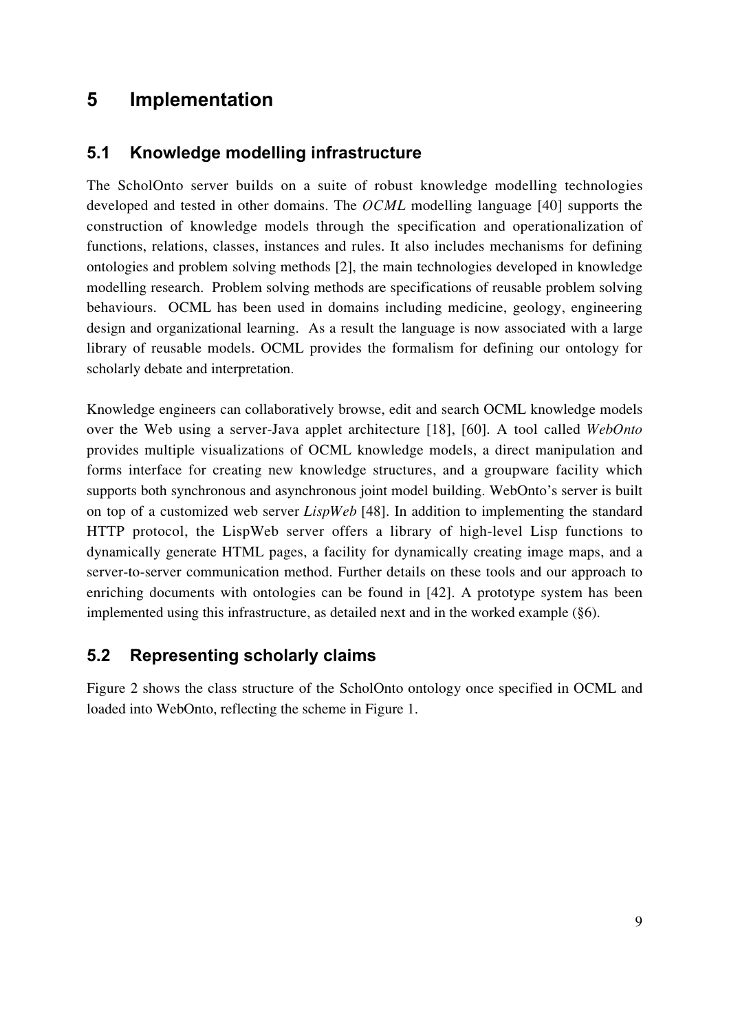# 5 Implementation

## 5.1 Knowledge modelling infrastructure

The ScholOnto server builds on a suite of robust knowledge modelling technologies developed and tested in other domains. The *OCML* modelling language [40] supports the construction of knowledge models through the specification and operationalization of functions, relations, classes, instances and rules. It also includes mechanisms for defining ontologies and problem solving methods [2], the main technologies developed in knowledge modelling research. Problem solving methods are specifications of reusable problem solving behaviours. OCML has been used in domains including medicine, geology, engineering design and organizational learning. As a result the language is now associated with a large library of reusable models. OCML provides the formalism for defining our ontology for scholarly debate and interpretation.

Knowledge engineers can collaboratively browse, edit and search OCML knowledge models over the Web using a server-Java applet architecture [18], [60]. A tool called *WebOnto* provides multiple visualizations of OCML knowledge models, a direct manipulation and forms interface for creating new knowledge structures, and a groupware facility which supports both synchronous and asynchronous joint model building. WebOnto's server is built on top of a customized web server *LispWeb* [48]. In addition to implementing the standard HTTP protocol, the LispWeb server offers a library of high-level Lisp functions to dynamically generate HTML pages, a facility for dynamically creating image maps, and a server-to-server communication method. Further details on these tools and our approach to enriching documents with ontologies can be found in [42]. A prototype system has been implemented using this infrastructure, as detailed next and in the worked example (§6).

## 5.2 Representing scholarly claims

Figure 2 shows the class structure of the ScholOnto ontology once specified in OCML and loaded into WebOnto, reflecting the scheme in Figure 1.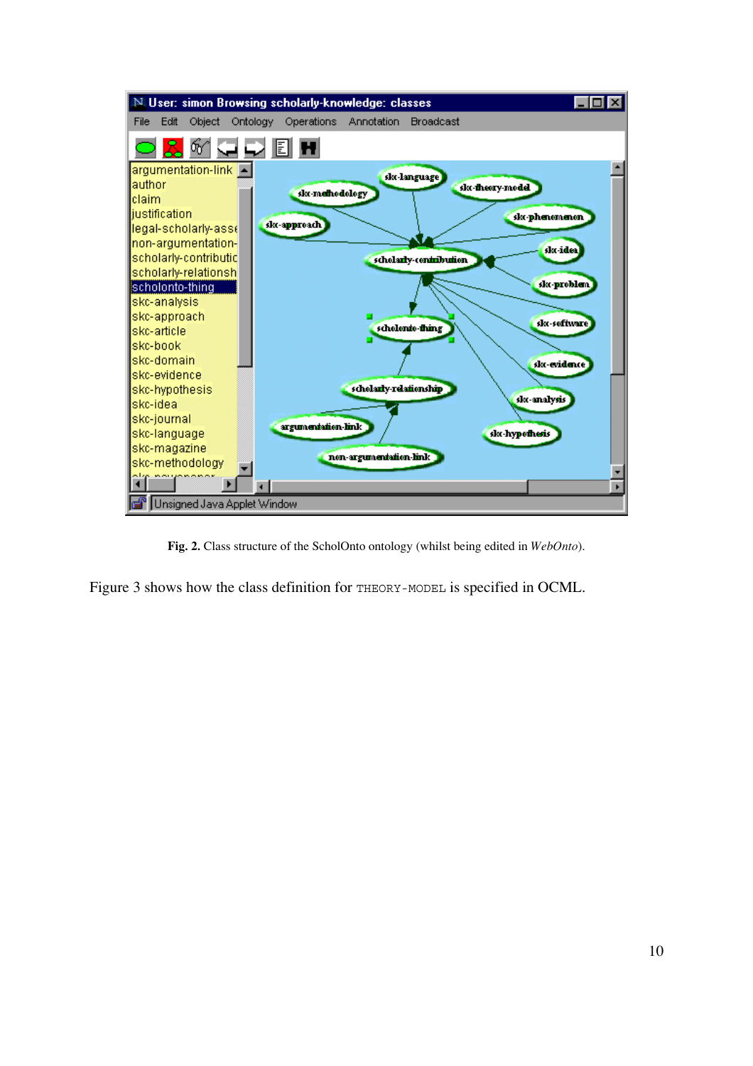**Fig. 2.** Class structure of the ScholOnto ontology (whilst being edited in *WebOnto*).

Figure 3 shows how the class definition for `THEORY-MODEL` is specified in OCML.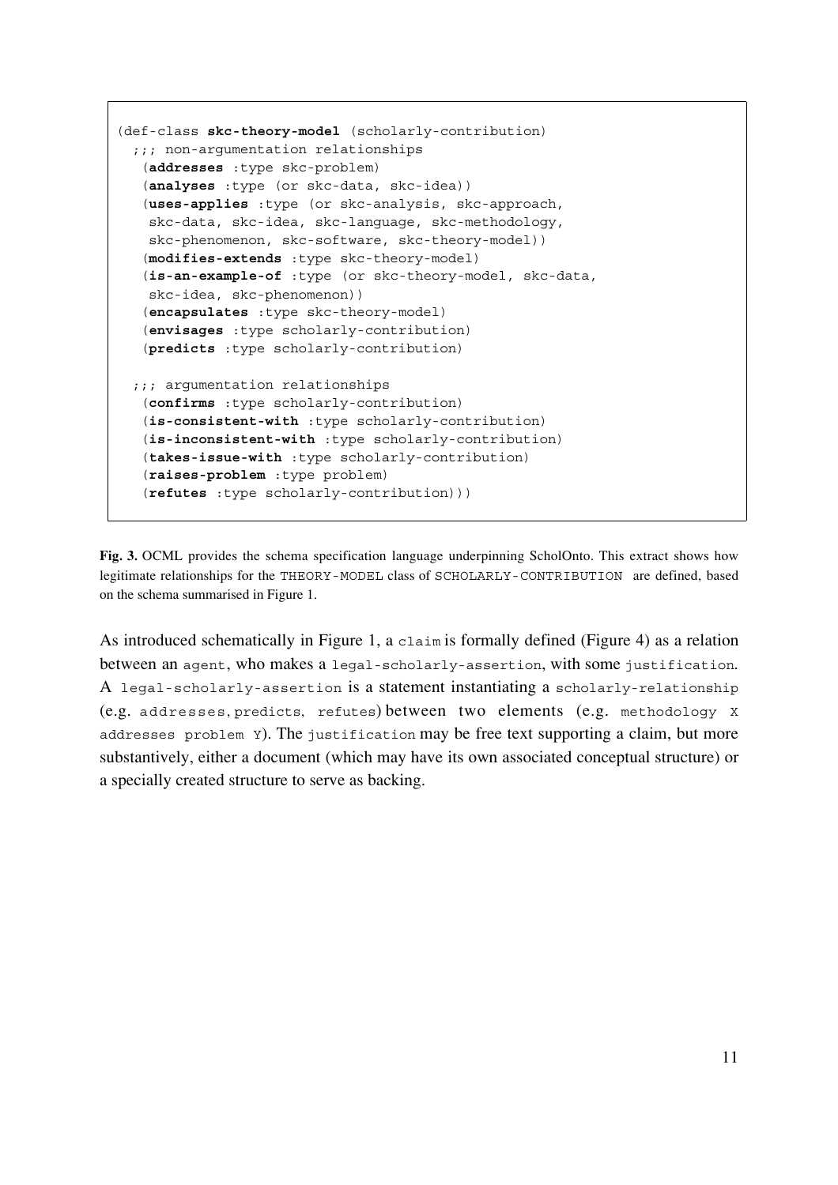```
(def-class skc-theory-model (scholarly-contribution)
  ;;; non-argumentation relationships
   (addresses :type skc-problem)
   (analyses :type (or skc-data, skc-idea))
   (uses-applies :type (or skc-analysis, skc-approach,
    skc-data, skc-idea, skc-language, skc-methodology,
    skc-phenomenon, skc-software, skc-theory-model))
   (modifies-extends :type skc-theory-model)
   (is-an-example-of :type (or skc-theory-model, skc-data,
    skc-idea, skc-phenomenon))
   (encapsulates :type skc-theory-model)
   (envisages :type scholarly-contribution)
   (predicts :type scholarly-contribution)

  ;;; argumentation relationships
   (confirms :type scholarly-contribution)
   (is-consistent-with :type scholarly-contribution)
   (is-inconsistent-with :type scholarly-contribution)
   (takes-issue-with :type scholarly-contribution)
   (raises-problem :type problem)
   (refutes :type scholarly-contribution)))
```

**Fig. 3.** OCML provides the schema specification language underpinning ScholOnto. This extract shows how legitimate relationships for the `THEORY-MODEL` class of `SCHOLARLY-CONTRIBUTION` are defined, based on the schema summarised in Figure 1.

As introduced schematically in Figure 1, a `claim` is formally defined (Figure 4) as a relation between an `agent`, who makes a `legal-scholarly-assertion`, with some `justification`. A `legal-scholarly-assertion` is a statement instantiating a `scholarly-relationship` (e.g. `addresses`, `predicts`, `refutes`) between two elements (e.g. `methodology X addresses problem Y`). The `justification` may be free text supporting a claim, but more substantively, either a document (which may have its own associated conceptual structure) or a specially created structure to serve as backing.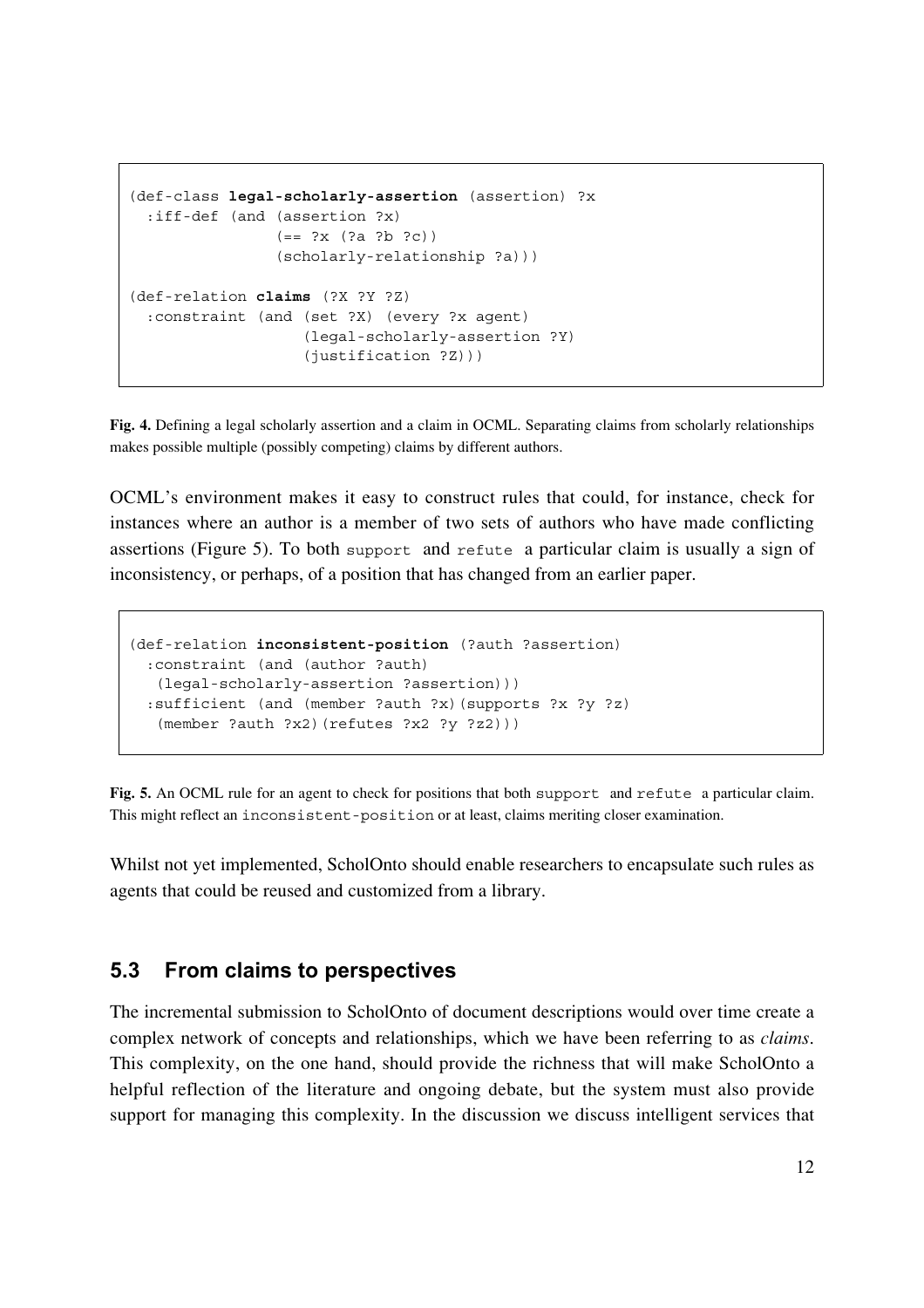```
(def-class legal-scholarly-assertion (assertion) ?x
  :iff-def (and (assertion ?x)
                (== ?x (?a ?b ?c))
                (scholarly-relationship ?a)))

(def-relation claims (?X ?Y ?Z)
  :constraint (and (set ?X) (every ?x agent)
                   (legal-scholarly-assertion ?Y)
                   (justification ?Z)))
```

**Fig. 4.** Defining a legal scholarly assertion and a claim in OCML. Separating claims from scholarly relationships makes possible multiple (possibly competing) claims by different authors.

OCML's environment makes it easy to construct rules that could, for instance, check for instances where an author is a member of two sets of authors who have made conflicting assertions (Figure 5). To both `support` and `refute` a particular claim is usually a sign of inconsistency, or perhaps, of a position that has changed from an earlier paper.

```
(def-relation inconsistent-position (?auth ?assertion)
  :constraint (and (author ?auth)
   (legal-scholarly-assertion ?assertion)))
  :sufficient (and (member ?auth ?x)(supports ?x ?y ?z)
   (member ?auth ?x2)(refutes ?x2 ?y ?z2)))
```

**Fig. 5.** An OCML rule for an agent to check for positions that both `support` and `refute` a particular claim. This might reflect an `inconsistent-position` or at least, claims meriting closer examination.

Whilst not yet implemented, ScholOnto should enable researchers to encapsulate such rules as agents that could be reused and customized from a library.

## 5.3 From claims to perspectives

The incremental submission to ScholOnto of document descriptions would over time create a complex network of concepts and relationships, which we have been referring to as *claims*. This complexity, on the one hand, should provide the richness that will make ScholOnto a helpful reflection of the literature and ongoing debate, but the system must also provide support for managing this complexity. In the discussion we discuss intelligent services that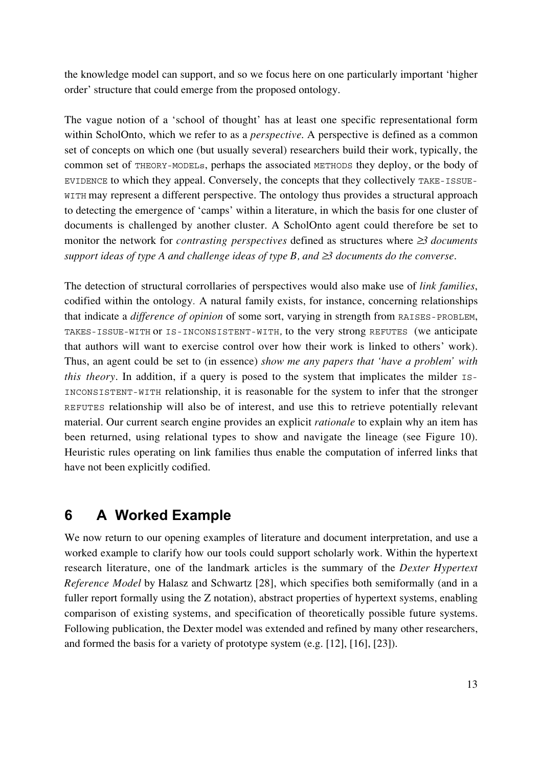the knowledge model can support, and so we focus here on one particularly important 'higher order' structure that could emerge from the proposed ontology.

The vague notion of a 'school of thought' has at least one specific representational form within ScholOnto, which we refer to as a *perspective*. A perspective is defined as a common set of concepts on which one (but usually several) researchers build their work, typically, the common set of THEORY-MODELs, perhaps the associated METHODS they deploy, or the body of EVIDENCE to which they appeal. Conversely, the concepts that they collectively TAKE-ISSUE-WITH may represent a different perspective. The ontology thus provides a structural approach to detecting the emergence of 'camps' within a literature, in which the basis for one cluster of documents is challenged by another cluster. A ScholOnto agent could therefore be set to monitor the network for *contrasting perspectives* defined as structures where *≥3 documents support ideas of type A and challenge ideas of type B, and ≥3 documents do the converse*.

The detection of structural corrollaries of perspectives would also make use of *link families*, codified within the ontology. A natural family exists, for instance, concerning relationships that indicate a *difference of opinion* of some sort, varying in strength from RAISES-PROBLEM, TAKES-ISSUE-WITH or IS-INCONSISTENT-WITH, to the very strong REFUTES (we anticipate that authors will want to exercise control over how their work is linked to others' work). Thus, an agent could be set to (in essence) *show me any papers that 'have a problem' with this theory*. In addition, if a query is posed to the system that implicates the milder IS-INCONSISTENT-WITH relationship, it is reasonable for the system to infer that the stronger REFUTES relationship will also be of interest, and use this to retrieve potentially relevant material. Our current search engine provides an explicit *rationale* to explain why an item has been returned, using relational types to show and navigate the lineage (see Figure 10). Heuristic rules operating on link families thus enable the computation of inferred links that have not been explicitly codified.

## 6 A Worked Example

We now return to our opening examples of literature and document interpretation, and use a worked example to clarify how our tools could support scholarly work. Within the hypertext research literature, one of the landmark articles is the summary of the *Dexter Hypertext Reference Model* by Halasz and Schwartz [28], which specifies both semiformally (and in a fuller report formally using the Z notation), abstract properties of hypertext systems, enabling comparison of existing systems, and specification of theoretically possible future systems. Following publication, the Dexter model was extended and refined by many other researchers, and formed the basis for a variety of prototype system (e.g. [12], [16], [23]).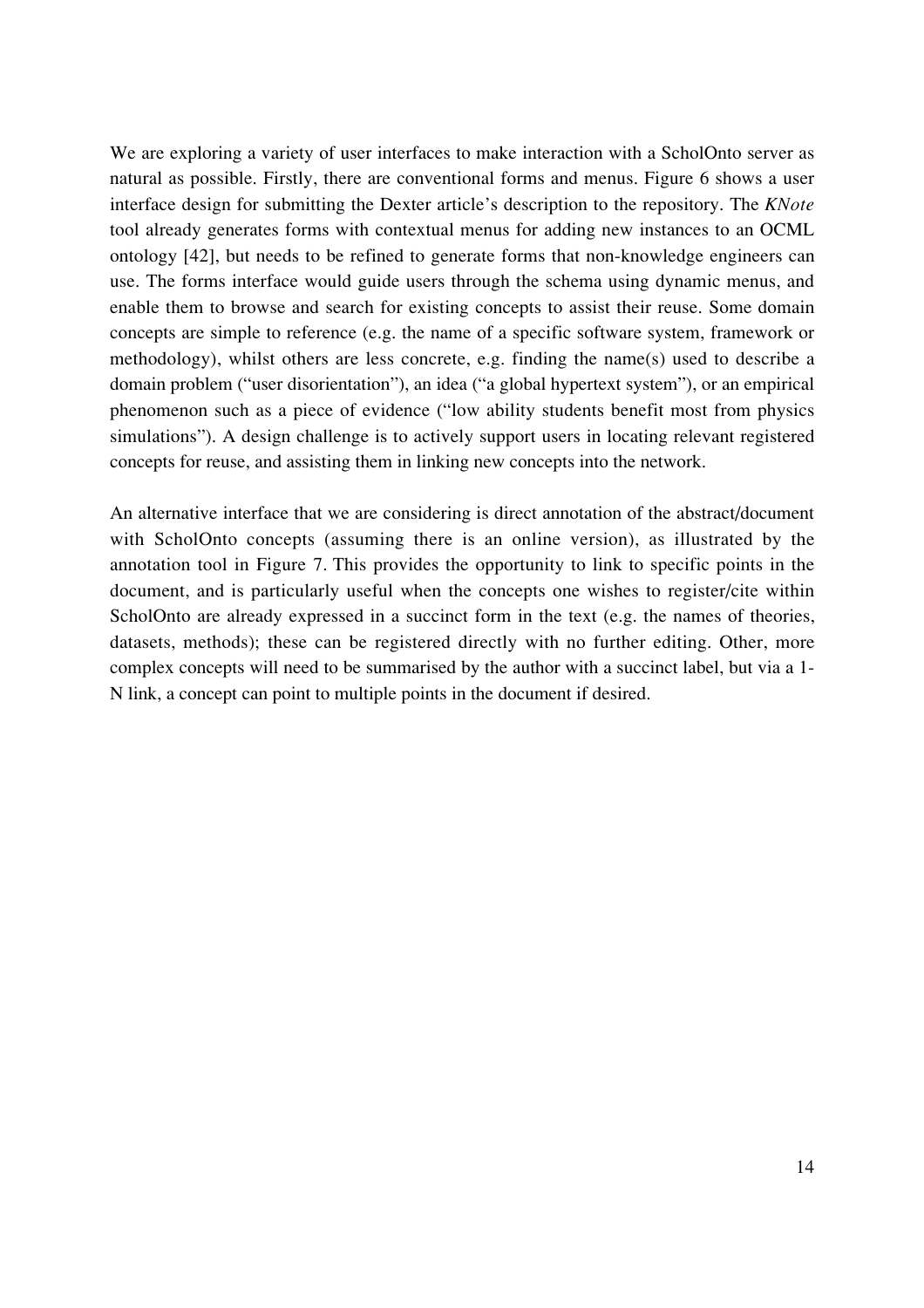We are exploring a variety of user interfaces to make interaction with a ScholOnto server as natural as possible. Firstly, there are conventional forms and menus. Figure 6 shows a user interface design for submitting the Dexter article's description to the repository. The *KNote* tool already generates forms with contextual menus for adding new instances to an OCML ontology [42], but needs to be refined to generate forms that non-knowledge engineers can use. The forms interface would guide users through the schema using dynamic menus, and enable them to browse and search for existing concepts to assist their reuse. Some domain concepts are simple to reference (e.g. the name of a specific software system, framework or methodology), whilst others are less concrete, e.g. finding the name(s) used to describe a domain problem ("user disorientation"), an idea ("a global hypertext system"), or an empirical phenomenon such as a piece of evidence ("low ability students benefit most from physics simulations"). A design challenge is to actively support users in locating relevant registered concepts for reuse, and assisting them in linking new concepts into the network.

An alternative interface that we are considering is direct annotation of the abstract/document with ScholOnto concepts (assuming there is an online version), as illustrated by the annotation tool in Figure 7. This provides the opportunity to link to specific points in the document, and is particularly useful when the concepts one wishes to register/cite within ScholOnto are already expressed in a succinct form in the text (e.g. the names of theories, datasets, methods); these can be registered directly with no further editing. Other, more complex concepts will need to be summarised by the author with a succinct label, but via a 1-N link, a concept can point to multiple points in the document if desired.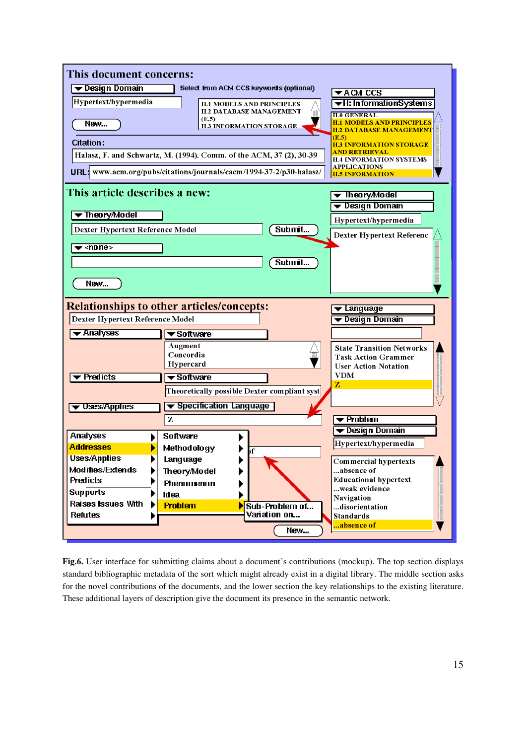**This document concerns:**

Design Domain — Select from ACM CCS keywords (optional)

Hypertext/hypermedia

H.1 MODELS AND PRINCIPLES
H.2 DATABASE MANAGEMENT (E.5)
H.3 INFORMATION STORAGE

New...

ACM CCS
H: InformationSystems

H.0 GENERAL
H.1 MODELS AND PRINCIPLES
H.2 DATABASE MANAGEMENT (E.5)
H.3 INFORMATION STORAGE AND RETRIEVAL
H.4 INFORMATION SYSTEMS APPLICATIONS
H.5 INFORMATION

Citation:
Halasz, F. and Schwartz, M. (1994). Comm. of the ACM, 37 (2), 30-39

URL: www.acm.org/pubs/citations/journals/cacm/1994-37-2/p30-halasz/

**This article describes a new:**

Theory/Model
Dexter Hypertext Reference Model — Submit...

<none> — Submit...

New...

Theory/Model
Design Domain
Hypertext/hypermedia
Dexter Hypertext Referenc

**Relationships to other articles/concepts:**

Dexter Hypertext Reference Model

Analyses — Software
Augment
Concordia
Hypercard

Predicts — Software
Theoretically possible Dexter compliant syst

Uses/Applies — Specification Language
Z

Language
Design Domain

State Transition Networks
Task Action Grammer
User Action Notation
VDM
Z

Analyses / Addresses / Uses/Applies / Modifies/Extends / Predicts / Supports / Raises Issues With / Refutes

Software / Methodology / Language / Theory/Model / Phenomenon / Idea / Problem

Sub-Problem of...
Variation on...

New...

Problem
Design Domain
Hypertext/hypermedia

Commercial hypertexts
...absence of
Educational hypertext
...weak evidence
Navigation
...disorientation
Standards
...absence of

**Fig.6.** User interface for submitting claims about a document's contributions (mockup). The top section displays standard bibliographic metadata of the sort which might already exist in a digital library. The middle section asks for the novel contributions of the documents, and the lower section the key relationships to the existing literature. These additional layers of description give the document its presence in the semantic network.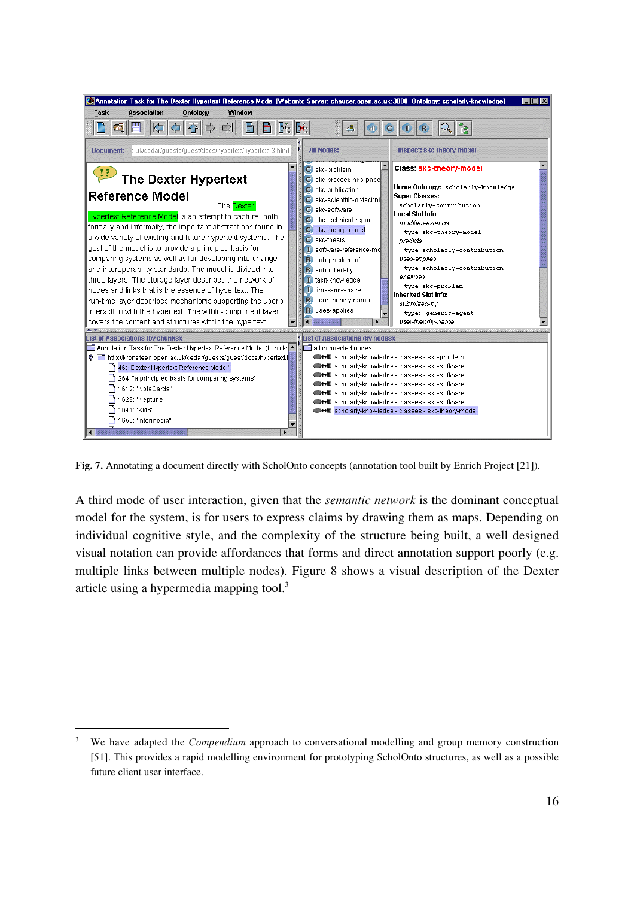**Fig. 7.** Annotating a document directly with ScholOnto concepts (annotation tool built by Enrich Project [21]).

A third mode of user interaction, given that the *semantic network* is the dominant conceptual model for the system, is for users to express claims by drawing them as maps. Depending on individual cognitive style, and the complexity of the structure being built, a well designed visual notation can provide affordances that forms and direct annotation support poorly (e.g. multiple links between multiple nodes). Figure 8 shows a visual description of the Dexter article using a hypermedia mapping tool.[3]

---

[3] We have adapted the *Compendium* approach to conversational modelling and group memory construction [51]. This provides a rapid modelling environment for prototyping ScholOnto structures, as well as a possible future client user interface.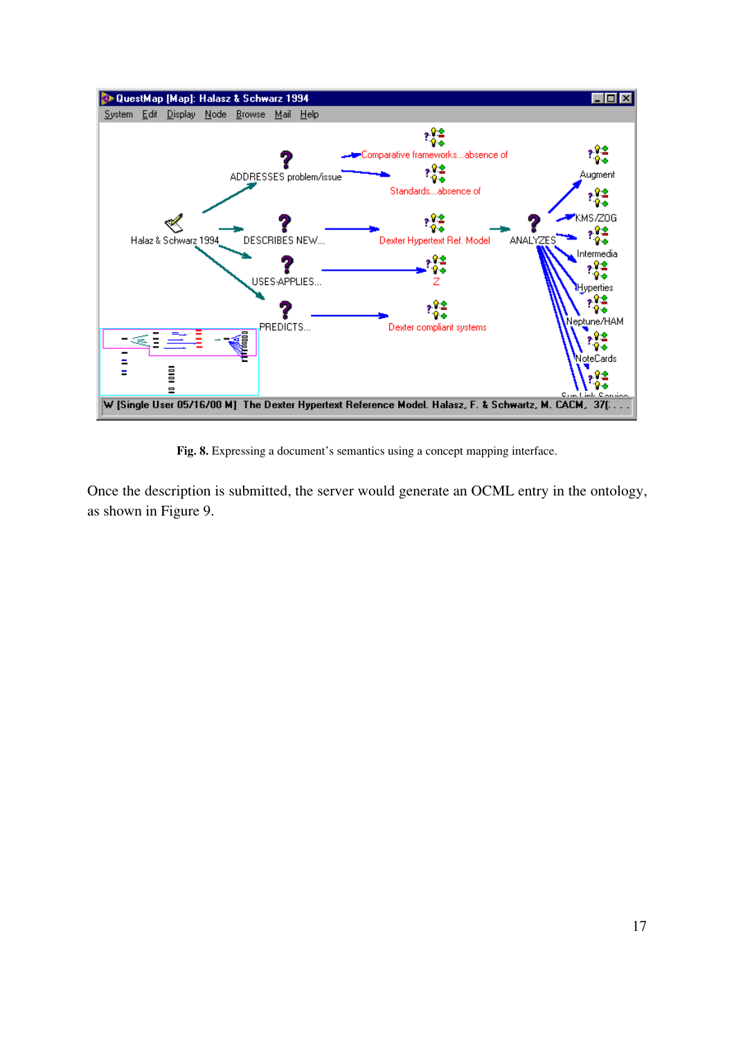**Fig. 8.** Expressing a document's semantics using a concept mapping interface.

Once the description is submitted, the server would generate an OCML entry in the ontology, as shown in Figure 9.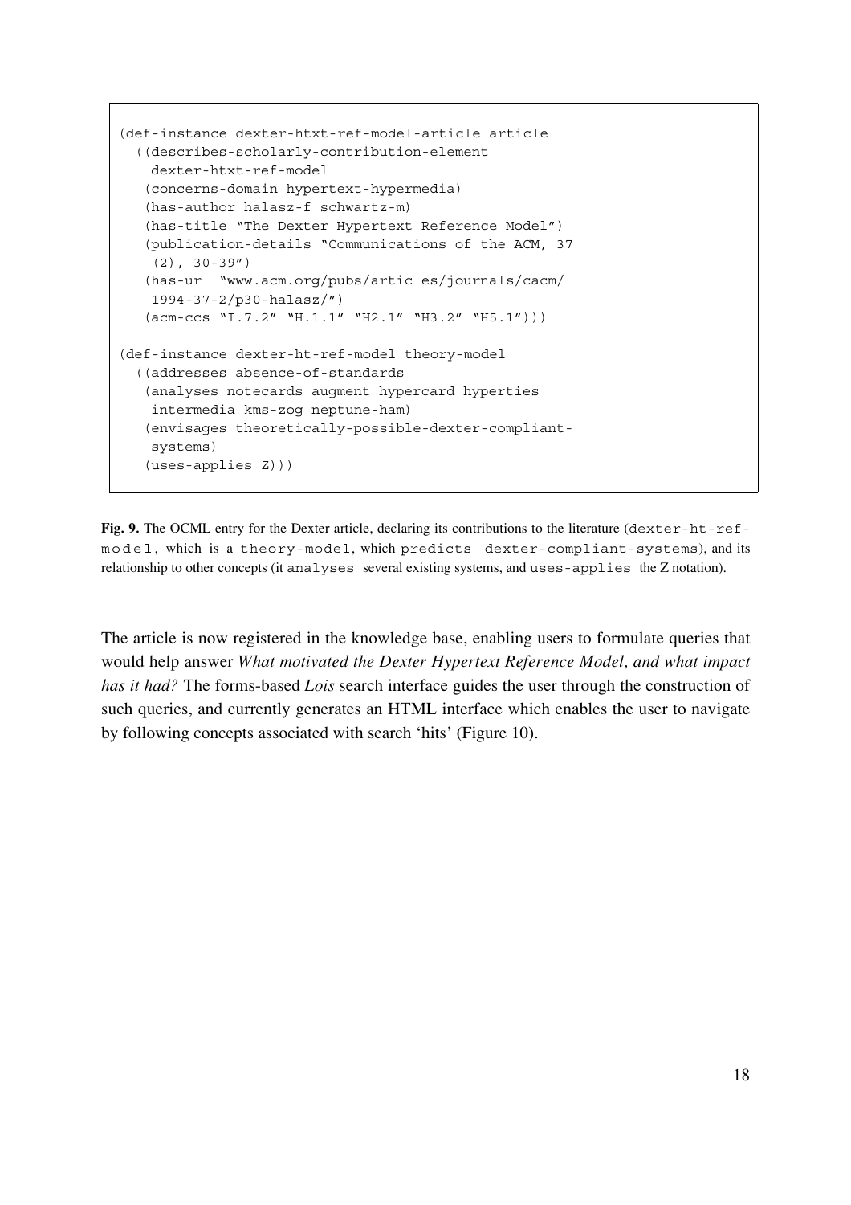```
(def-instance dexter-htxt-ref-model-article article
  ((describes-scholarly-contribution-element
    dexter-htxt-ref-model
   (concerns-domain hypertext-hypermedia)
   (has-author halasz-f schwartz-m)
   (has-title "The Dexter Hypertext Reference Model")
   (publication-details "Communications of the ACM, 37
    (2), 30-39")
   (has-url "www.acm.org/pubs/articles/journals/cacm/
    1994-37-2/p30-halasz/")
   (acm-ccs "I.7.2" "H.1.1" "H2.1" "H3.2" "H5.1")))

(def-instance dexter-ht-ref-model theory-model
  ((addresses absence-of-standards
   (analyses notecards augment hypercard hyperties
    intermedia kms-zog neptune-ham)
   (envisages theoretically-possible-dexter-compliant-
    systems)
   (uses-applies Z)))
```

**Fig. 9.** The OCML entry for the Dexter article, declaring its contributions to the literature (`dexter-ht-ref-model`, which is a `theory-model`, which `predicts dexter-compliant-systems`), and its relationship to other concepts (it `analyses` several existing systems, and `uses-applies` the Z notation).

The article is now registered in the knowledge base, enabling users to formulate queries that would help answer *What motivated the Dexter Hypertext Reference Model, and what impact has it had?* The forms-based *Lois* search interface guides the user through the construction of such queries, and currently generates an HTML interface which enables the user to navigate by following concepts associated with search 'hits' (Figure 10).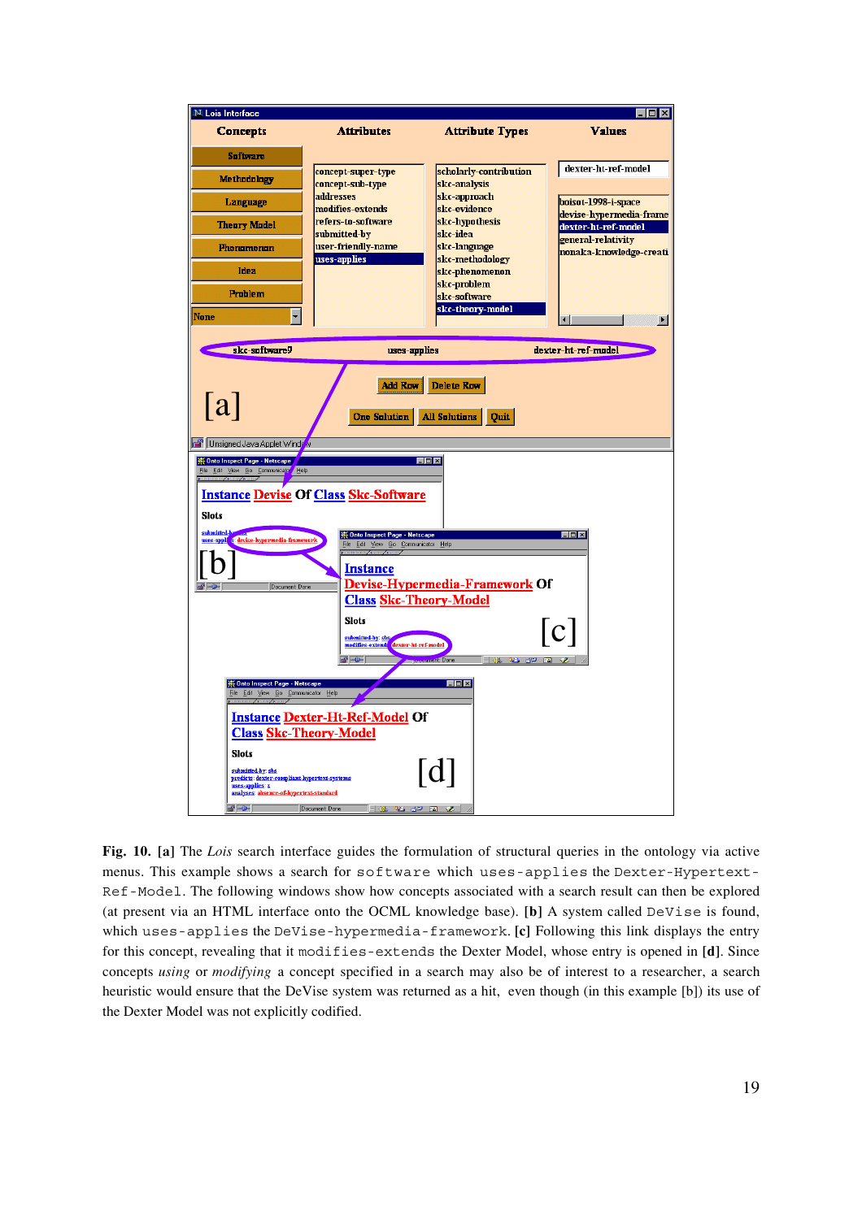**Fig. 10. [a]** The *Lois* search interface guides the formulation of structural queries in the ontology via active menus. This example shows a search for `software` which `uses-applies` the `Dexter-Hypertext-Ref-Model`. The following windows show how concepts associated with a search result can then be explored (at present via an HTML interface onto the OCML knowledge base). **[b]** A system called `DeVise` is found, which `uses-applies` the `DeVise-hypermedia-framework`. **[c]** Following this link displays the entry for this concept, revealing that it `modifies-extends` the Dexter Model, whose entry is opened in **[d]**. Since concepts *using* or *modifying* a concept specified in a search may also be of interest to a researcher, a search heuristic would ensure that the DeVise system was returned as a hit, even though (in this example [b]) its use of the Dexter Model was not explicitly codified.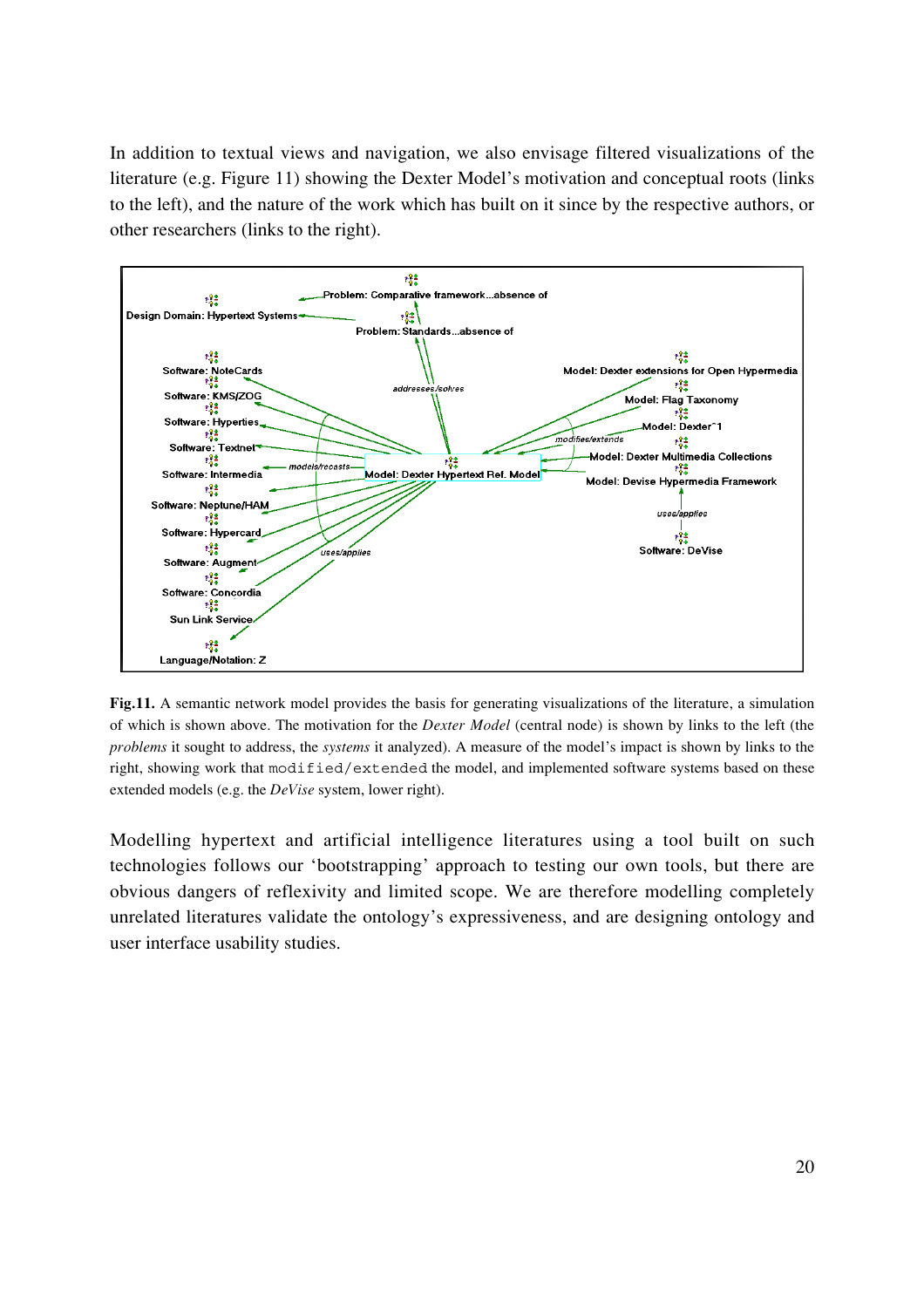In addition to textual views and navigation, we also envisage filtered visualizations of the literature (e.g. Figure 11) showing the Dexter Model's motivation and conceptual roots (links to the left), and the nature of the work which has built on it since by the respective authors, or other researchers (links to the right).

**Fig.11.** A semantic network model provides the basis for generating visualizations of the literature, a simulation of which is shown above. The motivation for the *Dexter Model* (central node) is shown by links to the left (the *problems* it sought to address, the *systems* it analyzed). A measure of the model's impact is shown by links to the right, showing work that `modified/extended` the model, and implemented software systems based on these extended models (e.g. the *DeVise* system, lower right).

Modelling hypertext and artificial intelligence literatures using a tool built on such technologies follows our 'bootstrapping' approach to testing our own tools, but there are obvious dangers of reflexivity and limited scope. We are therefore modelling completely unrelated literatures validate the ontology's expressiveness, and are designing ontology and user interface usability studies.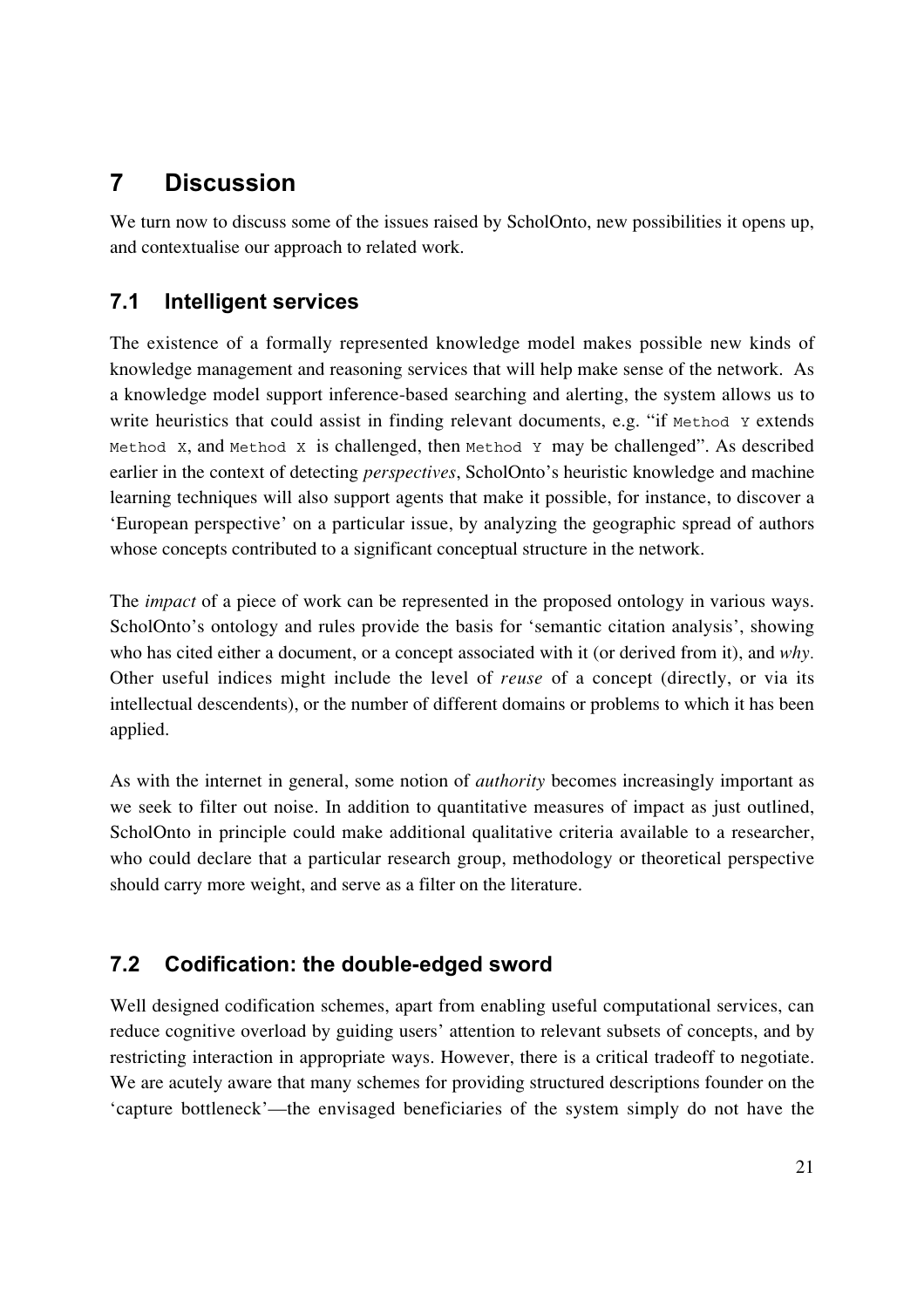# 7 Discussion

We turn now to discuss some of the issues raised by ScholOnto, new possibilities it opens up, and contextualise our approach to related work.

## 7.1 Intelligent services

The existence of a formally represented knowledge model makes possible new kinds of knowledge management and reasoning services that will help make sense of the network. As a knowledge model support inference-based searching and alerting, the system allows us to write heuristics that could assist in finding relevant documents, e.g. "if `Method Y` extends `Method X`, and `Method X` is challenged, then `Method Y` may be challenged". As described earlier in the context of detecting *perspectives*, ScholOnto's heuristic knowledge and machine learning techniques will also support agents that make it possible, for instance, to discover a 'European perspective' on a particular issue, by analyzing the geographic spread of authors whose concepts contributed to a significant conceptual structure in the network.

The *impact* of a piece of work can be represented in the proposed ontology in various ways. ScholOnto's ontology and rules provide the basis for 'semantic citation analysis', showing who has cited either a document, or a concept associated with it (or derived from it), and *why*. Other useful indices might include the level of *reuse* of a concept (directly, or via its intellectual descendents), or the number of different domains or problems to which it has been applied.

As with the internet in general, some notion of *authority* becomes increasingly important as we seek to filter out noise. In addition to quantitative measures of impact as just outlined, ScholOnto in principle could make additional qualitative criteria available to a researcher, who could declare that a particular research group, methodology or theoretical perspective should carry more weight, and serve as a filter on the literature.

## 7.2 Codification: the double-edged sword

Well designed codification schemes, apart from enabling useful computational services, can reduce cognitive overload by guiding users' attention to relevant subsets of concepts, and by restricting interaction in appropriate ways. However, there is a critical tradeoff to negotiate. We are acutely aware that many schemes for providing structured descriptions founder on the 'capture bottleneck'—the envisaged beneficiaries of the system simply do not have the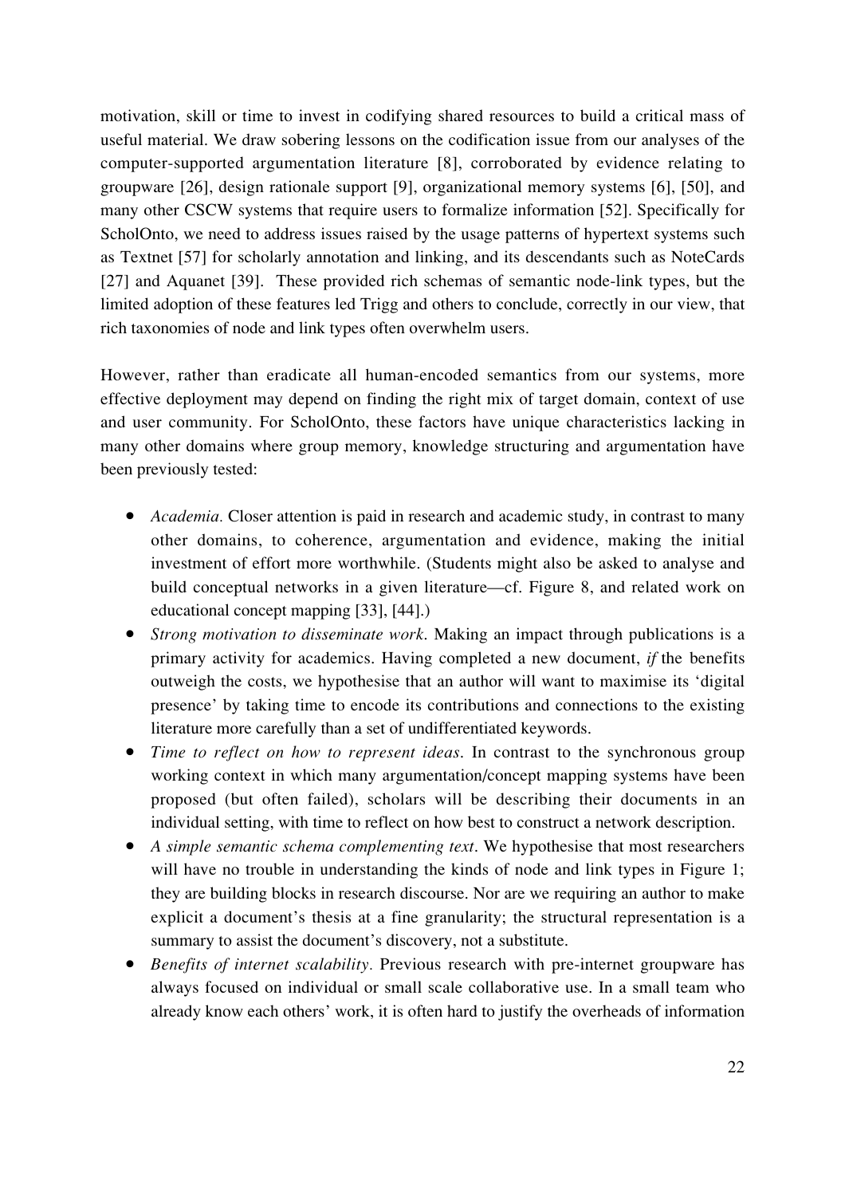motivation, skill or time to invest in codifying shared resources to build a critical mass of useful material. We draw sobering lessons on the codification issue from our analyses of the computer-supported argumentation literature [8], corroborated by evidence relating to groupware [26], design rationale support [9], organizational memory systems [6], [50], and many other CSCW systems that require users to formalize information [52]. Specifically for ScholOnto, we need to address issues raised by the usage patterns of hypertext systems such as Textnet [57] for scholarly annotation and linking, and its descendants such as NoteCards [27] and Aquanet [39]. These provided rich schemas of semantic node-link types, but the limited adoption of these features led Trigg and others to conclude, correctly in our view, that rich taxonomies of node and link types often overwhelm users.

However, rather than eradicate all human-encoded semantics from our systems, more effective deployment may depend on finding the right mix of target domain, context of use and user community. For ScholOnto, these factors have unique characteristics lacking in many other domains where group memory, knowledge structuring and argumentation have been previously tested:

- *Academia.* Closer attention is paid in research and academic study, in contrast to many other domains, to coherence, argumentation and evidence, making the initial investment of effort more worthwhile. (Students might also be asked to analyse and build conceptual networks in a given literature—cf. Figure 8, and related work on educational concept mapping [33], [44].)
- *Strong motivation to disseminate work.* Making an impact through publications is a primary activity for academics. Having completed a new document, *if* the benefits outweigh the costs, we hypothesise that an author will want to maximise its 'digital presence' by taking time to encode its contributions and connections to the existing literature more carefully than a set of undifferentiated keywords.
- *Time to reflect on how to represent ideas.* In contrast to the synchronous group working context in which many argumentation/concept mapping systems have been proposed (but often failed), scholars will be describing their documents in an individual setting, with time to reflect on how best to construct a network description.
- *A simple semantic schema complementing text.* We hypothesise that most researchers will have no trouble in understanding the kinds of node and link types in Figure 1; they are building blocks in research discourse. Nor are we requiring an author to make explicit a document's thesis at a fine granularity; the structural representation is a summary to assist the document's discovery, not a substitute.
- *Benefits of internet scalability.* Previous research with pre-internet groupware has always focused on individual or small scale collaborative use. In a small team who already know each others' work, it is often hard to justify the overheads of information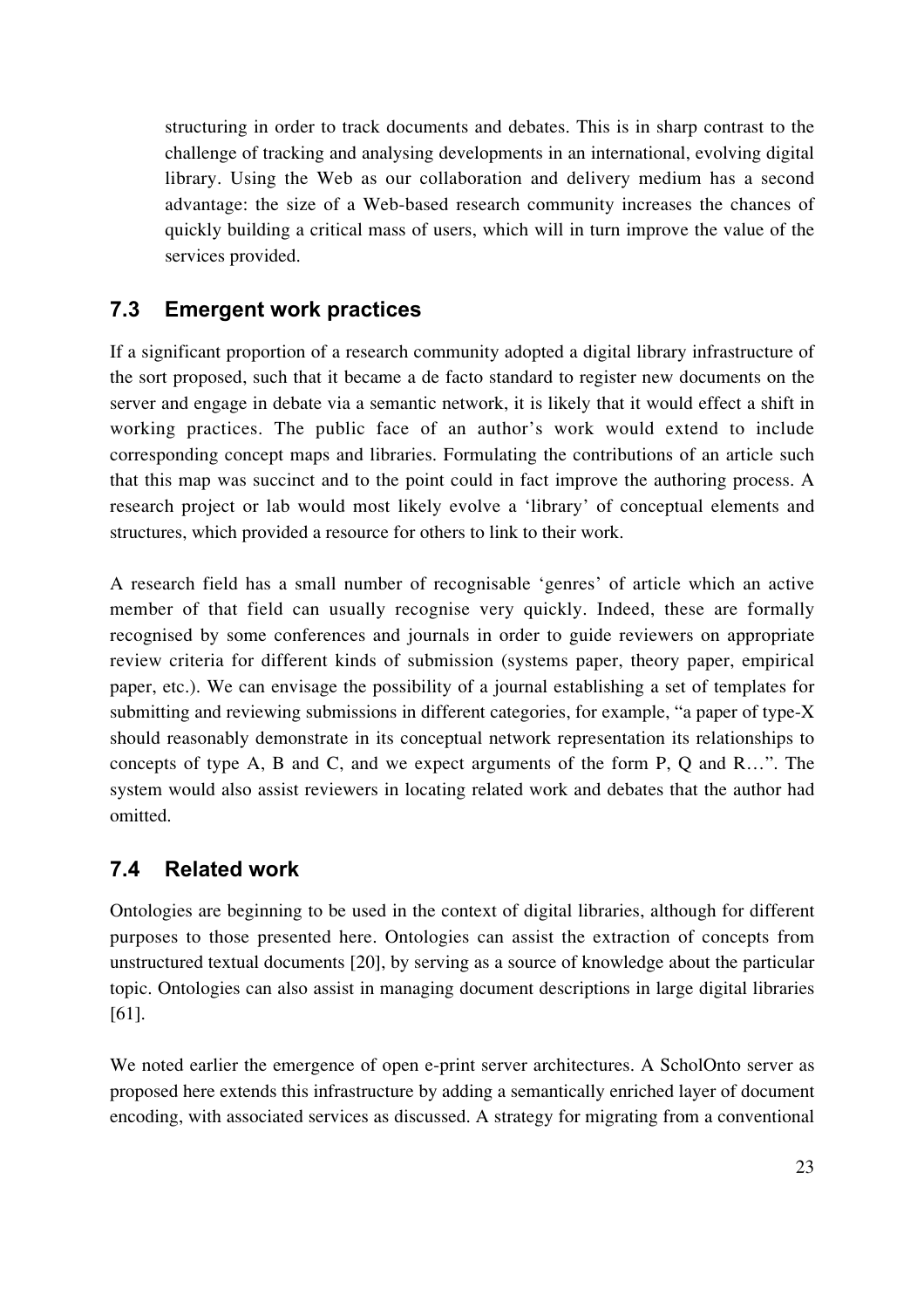structuring in order to track documents and debates. This is in sharp contrast to the challenge of tracking and analysing developments in an international, evolving digital library. Using the Web as our collaboration and delivery medium has a second advantage: the size of a Web-based research community increases the chances of quickly building a critical mass of users, which will in turn improve the value of the services provided.

## 7.3 Emergent work practices

If a significant proportion of a research community adopted a digital library infrastructure of the sort proposed, such that it became a de facto standard to register new documents on the server and engage in debate via a semantic network, it is likely that it would effect a shift in working practices. The public face of an author's work would extend to include corresponding concept maps and libraries. Formulating the contributions of an article such that this map was succinct and to the point could in fact improve the authoring process. A research project or lab would most likely evolve a 'library' of conceptual elements and structures, which provided a resource for others to link to their work.

A research field has a small number of recognisable 'genres' of article which an active member of that field can usually recognise very quickly. Indeed, these are formally recognised by some conferences and journals in order to guide reviewers on appropriate review criteria for different kinds of submission (systems paper, theory paper, empirical paper, etc.). We can envisage the possibility of a journal establishing a set of templates for submitting and reviewing submissions in different categories, for example, "a paper of type-X should reasonably demonstrate in its conceptual network representation its relationships to concepts of type A, B and C, and we expect arguments of the form P, Q and R…". The system would also assist reviewers in locating related work and debates that the author had omitted.

## 7.4 Related work

Ontologies are beginning to be used in the context of digital libraries, although for different purposes to those presented here. Ontologies can assist the extraction of concepts from unstructured textual documents [20], by serving as a source of knowledge about the particular topic. Ontologies can also assist in managing document descriptions in large digital libraries [61].

We noted earlier the emergence of open e-print server architectures. A ScholOnto server as proposed here extends this infrastructure by adding a semantically enriched layer of document encoding, with associated services as discussed. A strategy for migrating from a conventional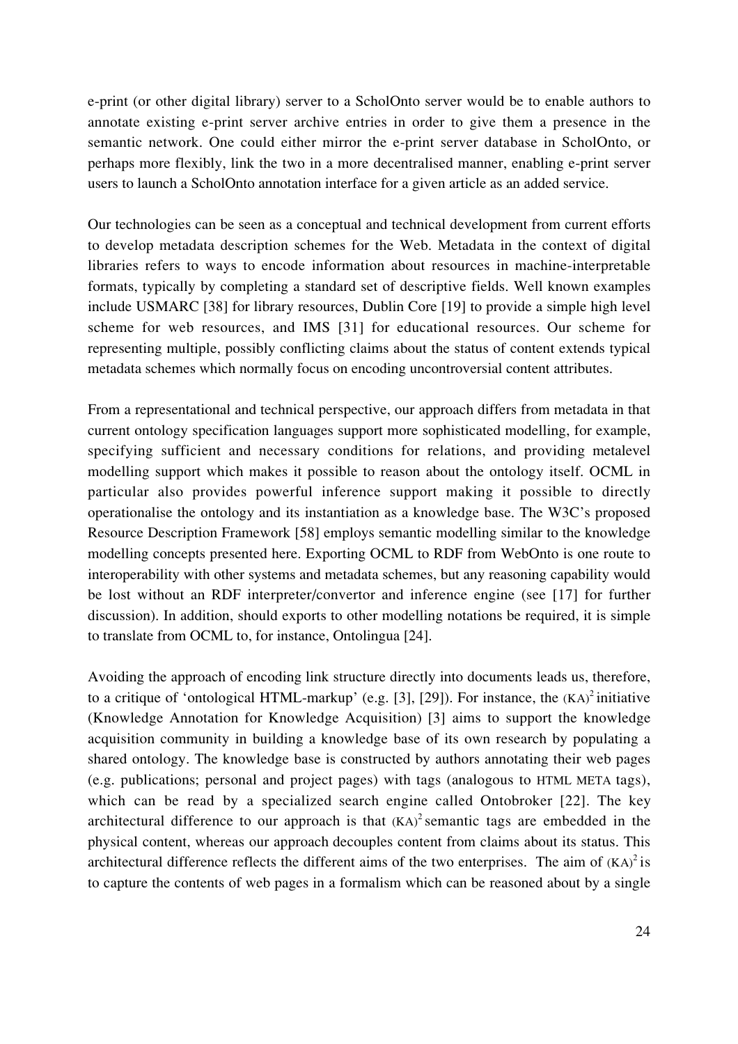e-print (or other digital library) server to a ScholOnto server would be to enable authors to annotate existing e-print server archive entries in order to give them a presence in the semantic network. One could either mirror the e-print server database in ScholOnto, or perhaps more flexibly, link the two in a more decentralised manner, enabling e-print server users to launch a ScholOnto annotation interface for a given article as an added service.

Our technologies can be seen as a conceptual and technical development from current efforts to develop metadata description schemes for the Web. Metadata in the context of digital libraries refers to ways to encode information about resources in machine-interpretable formats, typically by completing a standard set of descriptive fields. Well known examples include USMARC [38] for library resources, Dublin Core [19] to provide a simple high level scheme for web resources, and IMS [31] for educational resources. Our scheme for representing multiple, possibly conflicting claims about the status of content extends typical metadata schemes which normally focus on encoding uncontroversial content attributes.

From a representational and technical perspective, our approach differs from metadata in that current ontology specification languages support more sophisticated modelling, for example, specifying sufficient and necessary conditions for relations, and providing metalevel modelling support which makes it possible to reason about the ontology itself. OCML in particular also provides powerful inference support making it possible to directly operationalise the ontology and its instantiation as a knowledge base. The W3C's proposed Resource Description Framework [58] employs semantic modelling similar to the knowledge modelling concepts presented here. Exporting OCML to RDF from WebOnto is one route to interoperability with other systems and metadata schemes, but any reasoning capability would be lost without an RDF interpreter/convertor and inference engine (see [17] for further discussion). In addition, should exports to other modelling notations be required, it is simple to translate from OCML to, for instance, Ontolingua [24].

Avoiding the approach of encoding link structure directly into documents leads us, therefore, to a critique of 'ontological HTML-markup' (e.g. [3], [29]). For instance, the $(KA)^2$ initiative (Knowledge Annotation for Knowledge Acquisition) [3] aims to support the knowledge acquisition community in building a knowledge base of its own research by populating a shared ontology. The knowledge base is constructed by authors annotating their web pages (e.g. publications; personal and project pages) with tags (analogous to HTML META tags), which can be read by a specialized search engine called Ontobroker [22]. The key architectural difference to our approach is that $(KA)^2$ semantic tags are embedded in the physical content, whereas our approach decouples content from claims about its status. This architectural difference reflects the different aims of the two enterprises. The aim of $(KA)^2$ is to capture the contents of web pages in a formalism which can be reasoned about by a single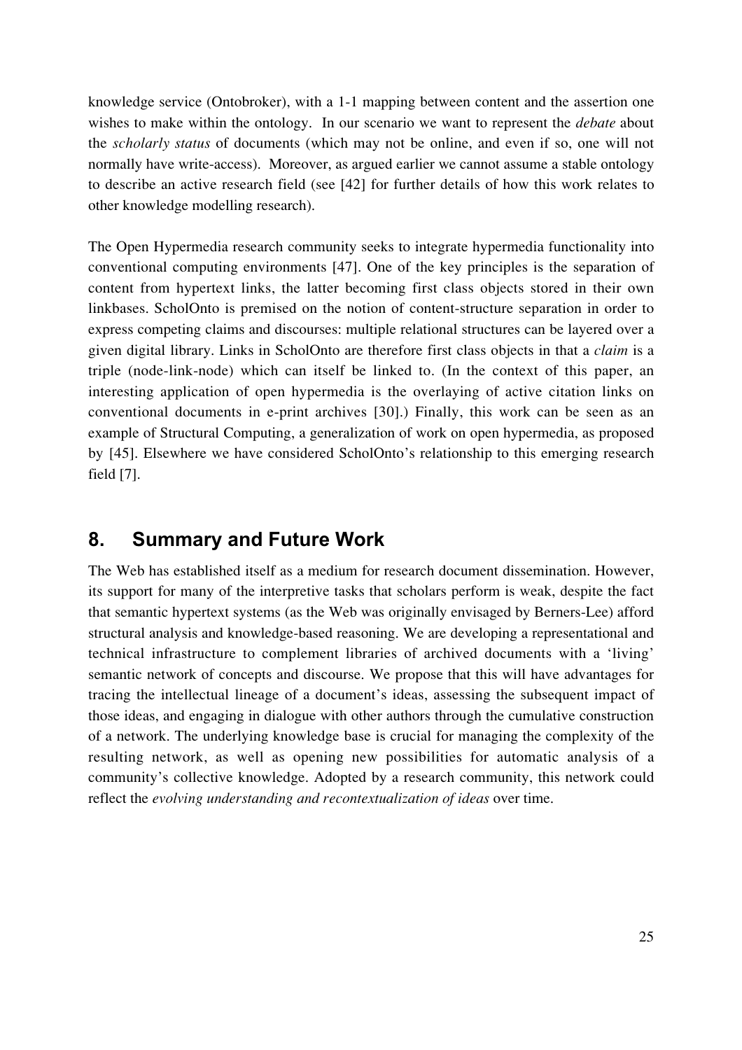knowledge service (Ontobroker), with a 1-1 mapping between content and the assertion one wishes to make within the ontology. In our scenario we want to represent the *debate* about the *scholarly status* of documents (which may not be online, and even if so, one will not normally have write-access). Moreover, as argued earlier we cannot assume a stable ontology to describe an active research field (see [42] for further details of how this work relates to other knowledge modelling research).

The Open Hypermedia research community seeks to integrate hypermedia functionality into conventional computing environments [47]. One of the key principles is the separation of content from hypertext links, the latter becoming first class objects stored in their own linkbases. ScholOnto is premised on the notion of content-structure separation in order to express competing claims and discourses: multiple relational structures can be layered over a given digital library. Links in ScholOnto are therefore first class objects in that a *claim* is a triple (node-link-node) which can itself be linked to. (In the context of this paper, an interesting application of open hypermedia is the overlaying of active citation links on conventional documents in e-print archives [30].) Finally, this work can be seen as an example of Structural Computing, a generalization of work on open hypermedia, as proposed by [45]. Elsewhere we have considered ScholOnto's relationship to this emerging research field [7].

## 8. Summary and Future Work

The Web has established itself as a medium for research document dissemination. However, its support for many of the interpretive tasks that scholars perform is weak, despite the fact that semantic hypertext systems (as the Web was originally envisaged by Berners-Lee) afford structural analysis and knowledge-based reasoning. We are developing a representational and technical infrastructure to complement libraries of archived documents with a 'living' semantic network of concepts and discourse. We propose that this will have advantages for tracing the intellectual lineage of a document's ideas, assessing the subsequent impact of those ideas, and engaging in dialogue with other authors through the cumulative construction of a network. The underlying knowledge base is crucial for managing the complexity of the resulting network, as well as opening new possibilities for automatic analysis of a community's collective knowledge. Adopted by a research community, this network could reflect the *evolving understanding and recontextualization of ideas* over time.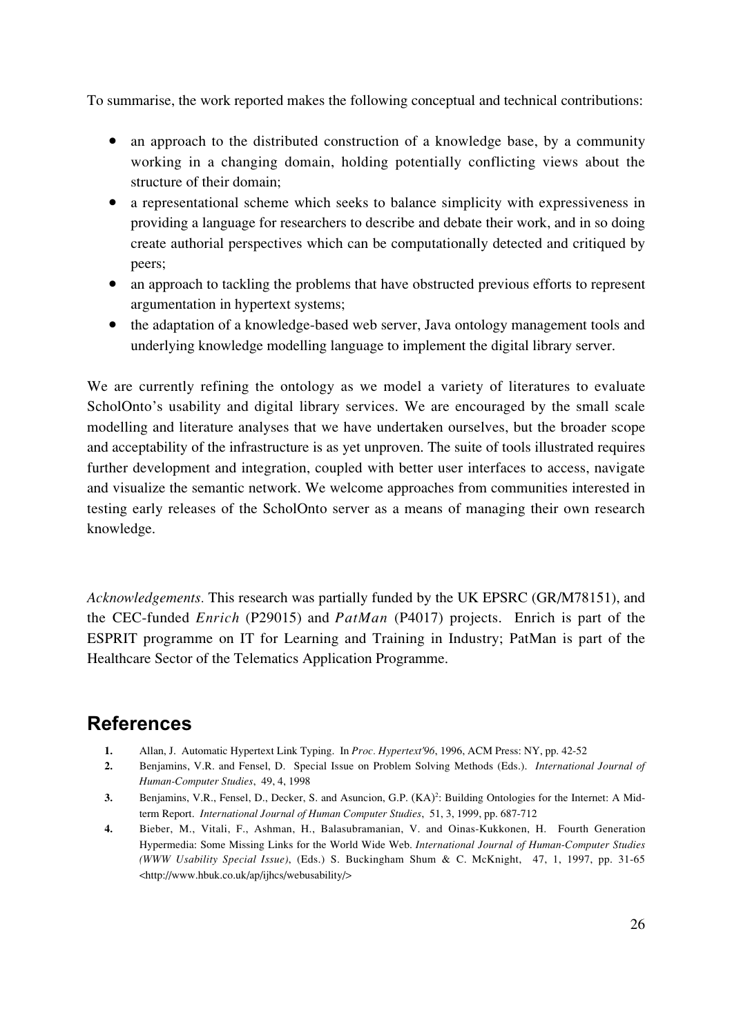To summarise, the work reported makes the following conceptual and technical contributions:

- an approach to the distributed construction of a knowledge base, by a community working in a changing domain, holding potentially conflicting views about the structure of their domain;
- a representational scheme which seeks to balance simplicity with expressiveness in providing a language for researchers to describe and debate their work, and in so doing create authorial perspectives which can be computationally detected and critiqued by peers;
- an approach to tackling the problems that have obstructed previous efforts to represent argumentation in hypertext systems;
- the adaptation of a knowledge-based web server, Java ontology management tools and underlying knowledge modelling language to implement the digital library server.

We are currently refining the ontology as we model a variety of literatures to evaluate ScholOnto's usability and digital library services. We are encouraged by the small scale modelling and literature analyses that we have undertaken ourselves, but the broader scope and acceptability of the infrastructure is as yet unproven. The suite of tools illustrated requires further development and integration, coupled with better user interfaces to access, navigate and visualize the semantic network. We welcome approaches from communities interested in testing early releases of the ScholOnto server as a means of managing their own research knowledge.

*Acknowledgements.* This research was partially funded by the UK EPSRC (GR/M78151), and the CEC-funded *Enrich* (P29015) and *PatMan* (P4017) projects. Enrich is part of the ESPRIT programme on IT for Learning and Training in Industry; PatMan is part of the Healthcare Sector of the Telematics Application Programme.

## References

1. Allan, J. Automatic Hypertext Link Typing. In *Proc. Hypertext'96*, 1996, ACM Press: NY, pp. 42-52
2. Benjamins, V.R. and Fensel, D. Special Issue on Problem Solving Methods (Eds.). *International Journal of Human-Computer Studies*, 49, 4, 1998
3. Benjamins, V.R., Fensel, D., Decker, S. and Asuncion, G.P. (KA)[2]: Building Ontologies for the Internet: A Mid-term Report. *International Journal of Human Computer Studies*, 51, 3, 1999, pp. 687-712
4. Bieber, M., Vitali, F., Ashman, H., Balasubramanian, V. and Oinas-Kukkonen, H. Fourth Generation Hypermedia: Some Missing Links for the World Wide Web. *International Journal of Human-Computer Studies (WWW Usability Special Issue)*, (Eds.) S. Buckingham Shum & C. McKnight, 47, 1, 1997, pp. 31-65 <http://www.hbuk.co.uk/ap/ijhcs/webusability/>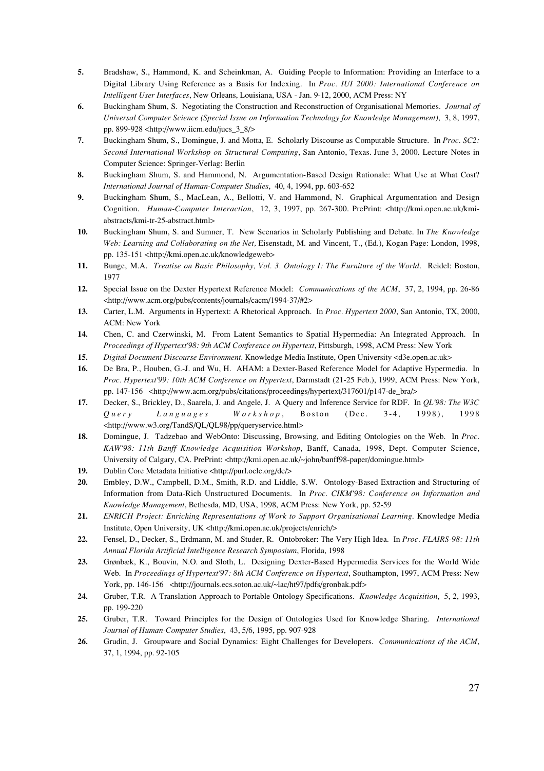**5.** Bradshaw, S., Hammond, K. and Scheinkman, A. Guiding People to Information: Providing an Interface to a Digital Library Using Reference as a Basis for Indexing. In *Proc. IUI 2000: International Conference on Intelligent User Interfaces*, New Orleans, Louisiana, USA - Jan. 9-12, 2000, ACM Press: NY

**6.** Buckingham Shum, S. Negotiating the Construction and Reconstruction of Organisational Memories. *Journal of Universal Computer Science (Special Issue on Information Technology for Knowledge Management)*, 3, 8, 1997, pp. 899-928 <http://www.iicm.edu/jucs_3_8/>

**7.** Buckingham Shum, S., Domingue, J. and Motta, E. Scholarly Discourse as Computable Structure. In *Proc. SC2: Second International Workshop on Structural Computing*, San Antonio, Texas. June 3, 2000. Lecture Notes in Computer Science: Springer-Verlag: Berlin

**8.** Buckingham Shum, S. and Hammond, N. Argumentation-Based Design Rationale: What Use at What Cost? *International Journal of Human-Computer Studies*, 40, 4, 1994, pp. 603-652

**9.** Buckingham Shum, S., MacLean, A., Bellotti, V. and Hammond, N. Graphical Argumentation and Design Cognition. *Human-Computer Interaction*, 12, 3, 1997, pp. 267-300. PrePrint: <http://kmi.open.ac.uk/kmi-abstracts/kmi-tr-25-abstract.html>

**10.** Buckingham Shum, S. and Sumner, T. New Scenarios in Scholarly Publishing and Debate. In *The Knowledge Web: Learning and Collaborating on the Net,* Eisenstadt, M. and Vincent, T., (Ed.), Kogan Page: London, 1998, pp. 135-151 <http://kmi.open.ac.uk/knowledgeweb>

**11.** Bunge, M.A. *Treatise on Basic Philosophy, Vol. 3. Ontology I: The Furniture of the World*. Reidel: Boston, 1977

**12.** Special Issue on the Dexter Hypertext Reference Model: *Communications of the ACM*, 37, 2, 1994, pp. 26-86 <http://www.acm.org/pubs/contents/journals/cacm/1994-37/#2>

**13.** Carter, L.M. Arguments in Hypertext: A Rhetorical Approach. In *Proc. Hypertext 2000*, San Antonio, TX, 2000, ACM: New York

**14.** Chen, C. and Czerwinski, M. From Latent Semantics to Spatial Hypermedia: An Integrated Approach. In *Proceedings of Hypertext'98: 9th ACM Conference on Hypertext*, Pittsburgh, 1998, ACM Press: New York

**15.** *Digital Document Discourse Environment*. Knowledge Media Institute, Open University <d3e.open.ac.uk>

**16.** De Bra, P., Houben, G.-J. and Wu, H. AHAM: a Dexter-Based Reference Model for Adaptive Hypermedia. In *Proc. Hypertext'99: 10th ACM Conference on Hypertext*, Darmstadt (21-25 Feb.), 1999, ACM Press: New York, pp. 147-156 <http://www.acm.org/pubs/citations/proceedings/hypertext/317601/p147-de_bra/>

**17.** Decker, S., Brickley, D., Saarela, J. and Angele, J. A Query and Inference Service for RDF. In *QL'98: The W3C Query Languages Workshop*, Boston (Dec. 3-4, 1998), 1998 <http://www.w3.org/TandS/QL/QL98/pp/queryservice.html>

**18.** Domingue, J. Tadzebao and WebOnto: Discussing, Browsing, and Editing Ontologies on the Web. In *Proc. KAW'98: 11th Banff Knowledge Acquisition Workshop*, Banff, Canada, 1998, Dept. Computer Science, University of Calgary, CA. PrePrint: <http://kmi.open.ac.uk/~john/banff98-paper/domingue.html>

**19.** Dublin Core Metadata Initiative <http://purl.oclc.org/dc/>

**20.** Embley, D.W., Campbell, D.M., Smith, R.D. and Liddle, S.W. Ontology-Based Extraction and Structuring of Information from Data-Rich Unstructured Documents. In *Proc. CIKM'98: Conference on Information and Knowledge Management*, Bethesda, MD, USA, 1998, ACM Press: New York, pp. 52-59

**21.** *ENRICH Project: Enriching Representations of Work to Support Organisational Learning*. Knowledge Media Institute, Open University, UK <http://kmi.open.ac.uk/projects/enrich/>

**22.** Fensel, D., Decker, S., Erdmann, M. and Studer, R. Ontobroker: The Very High Idea. In *Proc. FLAIRS-98: 11th Annual Florida Artificial Intelligence Research Symposium*, Florida, 1998

**23.** Grønbæk, K., Bouvin, N.O. and Sloth, L. Designing Dexter-Based Hypermedia Services for the World Wide Web. In *Proceedings of Hypertext'97: 8th ACM Conference on Hypertext*, Southampton, 1997, ACM Press: New York, pp. 146-156 <http://journals.ecs.soton.ac.uk/~lac/ht97/pdfs/gronbak.pdf>

**24.** Gruber, T.R. A Translation Approach to Portable Ontology Specifications. *Knowledge Acquisition*, 5, 2, 1993, pp. 199-220

**25.** Gruber, T.R. Toward Principles for the Design of Ontologies Used for Knowledge Sharing. *International Journal of Human-Computer Studies*, 43, 5/6, 1995, pp. 907-928

**26.** Grudin, J. Groupware and Social Dynamics: Eight Challenges for Developers. *Communications of the ACM*, 37, 1, 1994, pp. 92-105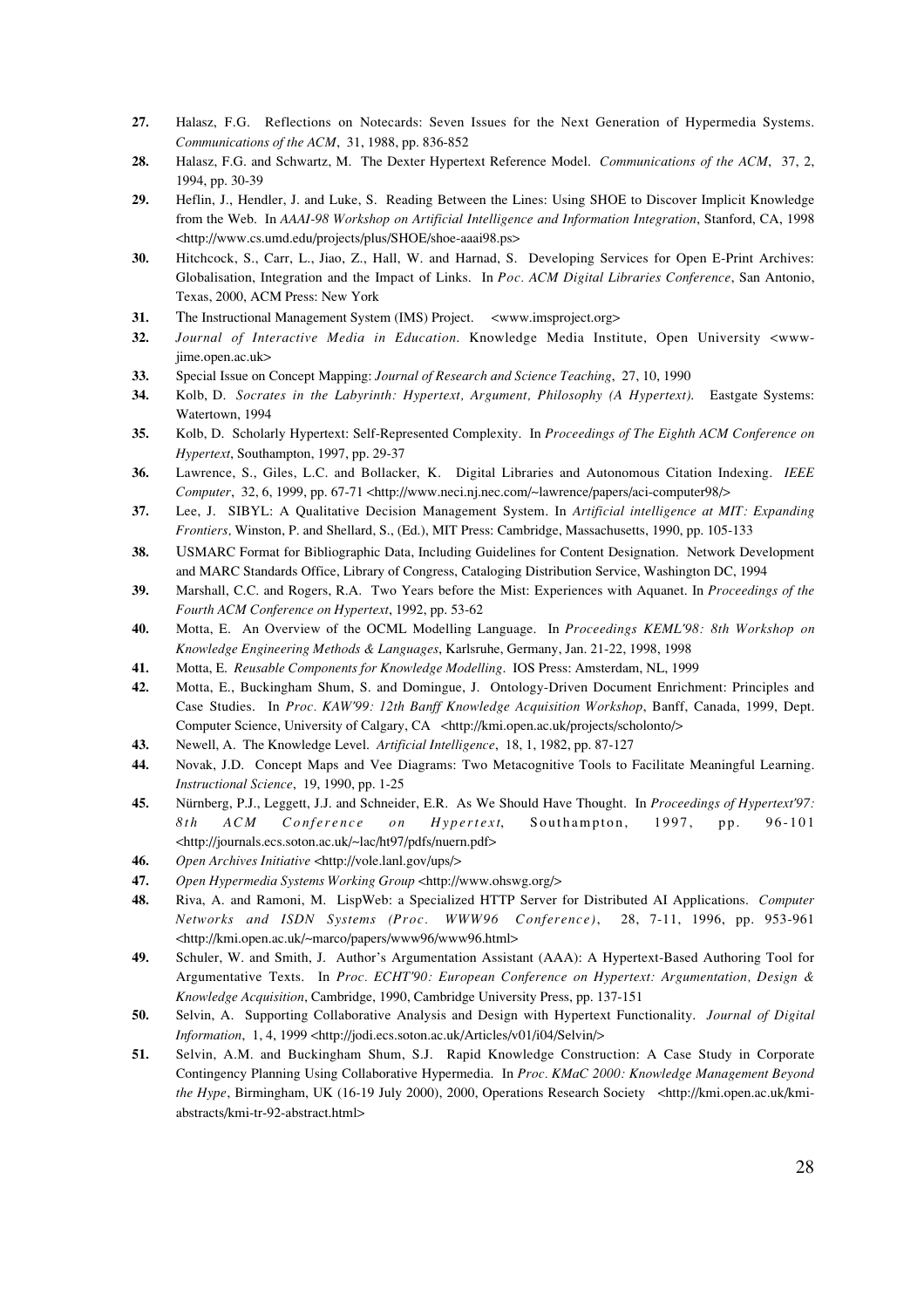**27.** Halasz, F.G. Reflections on Notecards: Seven Issues for the Next Generation of Hypermedia Systems. *Communications of the ACM*, 31, 1988, pp. 836-852

**28.** Halasz, F.G. and Schwartz, M. The Dexter Hypertext Reference Model. *Communications of the ACM*, 37, 2, 1994, pp. 30-39

**29.** Heflin, J., Hendler, J. and Luke, S. Reading Between the Lines: Using SHOE to Discover Implicit Knowledge from the Web. In *AAAI-98 Workshop on Artificial Intelligence and Information Integration*, Stanford, CA, 1998 <http://www.cs.umd.edu/projects/plus/SHOE/shoe-aaai98.ps>

**30.** Hitchcock, S., Carr, L., Jiao, Z., Hall, W. and Harnad, S. Developing Services for Open E-Print Archives: Globalisation, Integration and the Impact of Links. In *Poc. ACM Digital Libraries Conference*, San Antonio, Texas, 2000, ACM Press: New York

**31.** The Instructional Management System (IMS) Project. <www.imsproject.org>

**32.** *Journal of Interactive Media in Education*. Knowledge Media Institute, Open University <www-jime.open.ac.uk>

**33.** Special Issue on Concept Mapping: *Journal of Research and Science Teaching*, 27, 10, 1990

**34.** Kolb, D. *Socrates in the Labyrinth: Hypertext, Argument, Philosophy (A Hypertext)*. Eastgate Systems: Watertown, 1994

**35.** Kolb, D. Scholarly Hypertext: Self-Represented Complexity. In *Proceedings of The Eighth ACM Conference on Hypertext*, Southampton, 1997, pp. 29-37

**36.** Lawrence, S., Giles, L.C. and Bollacker, K. Digital Libraries and Autonomous Citation Indexing. *IEEE Computer*, 32, 6, 1999, pp. 67-71 <http://www.neci.nj.nec.com/~lawrence/papers/aci-computer98/>

**37.** Lee, J. SIBYL: A Qualitative Decision Management System. In *Artificial intelligence at MIT: Expanding Frontiers,* Winston, P. and Shellard, S., (Ed.), MIT Press: Cambridge, Massachusetts, 1990, pp. 105-133

**38.** USMARC Format for Bibliographic Data, Including Guidelines for Content Designation. Network Development and MARC Standards Office, Library of Congress, Cataloging Distribution Service, Washington DC, 1994

**39.** Marshall, C.C. and Rogers, R.A. Two Years before the Mist: Experiences with Aquanet. In *Proceedings of the Fourth ACM Conference on Hypertext*, 1992, pp. 53-62

**40.** Motta, E. An Overview of the OCML Modelling Language. In *Proceedings KEML'98: 8th Workshop on Knowledge Engineering Methods & Languages*, Karlsruhe, Germany, Jan. 21-22, 1998, 1998

**41.** Motta, E. *Reusable Components for Knowledge Modelling*. IOS Press: Amsterdam, NL, 1999

**42.** Motta, E., Buckingham Shum, S. and Domingue, J. Ontology-Driven Document Enrichment: Principles and Case Studies. In *Proc. KAW'99: 12th Banff Knowledge Acquisition Workshop*, Banff, Canada, 1999, Dept. Computer Science, University of Calgary, CA <http://kmi.open.ac.uk/projects/scholonto/>

**43.** Newell, A. The Knowledge Level. *Artificial Intelligence*, 18, 1, 1982, pp. 87-127

**44.** Novak, J.D. Concept Maps and Vee Diagrams: Two Metacognitive Tools to Facilitate Meaningful Learning. *Instructional Science*, 19, 1990, pp. 1-25

**45.** Nürnberg, P.J., Leggett, J.J. and Schneider, E.R. As We Should Have Thought. In *Proceedings of Hypertext'97: 8th ACM Conference on Hypertext*, Southampton, 1997, pp. 96-101 <http://journals.ecs.soton.ac.uk/~lac/ht97/pdfs/nuern.pdf>

**46.** *Open Archives Initiative* <http://vole.lanl.gov/ups/>

**47.** *Open Hypermedia Systems Working Group* <http://www.ohswg.org/>

**48.** Riva, A. and Ramoni, M. LispWeb: a Specialized HTTP Server for Distributed AI Applications. *Computer Networks and ISDN Systems (Proc. WWW96 Conference)*, 28, 7-11, 1996, pp. 953-961 <http://kmi.open.ac.uk/~marco/papers/www96/www96.html>

**49.** Schuler, W. and Smith, J. Author's Argumentation Assistant (AAA): A Hypertext-Based Authoring Tool for Argumentative Texts. In *Proc. ECHT'90: European Conference on Hypertext: Argumentation, Design & Knowledge Acquisition*, Cambridge, 1990, Cambridge University Press, pp. 137-151

**50.** Selvin, A. Supporting Collaborative Analysis and Design with Hypertext Functionality. *Journal of Digital Information*, 1, 4, 1999 <http://jodi.ecs.soton.ac.uk/Articles/v01/i04/Selvin/>

**51.** Selvin, A.M. and Buckingham Shum, S.J. Rapid Knowledge Construction: A Case Study in Corporate Contingency Planning Using Collaborative Hypermedia. In *Proc. KMaC 2000: Knowledge Management Beyond the Hype*, Birmingham, UK (16-19 July 2000), 2000, Operations Research Society <http://kmi.open.ac.uk/kmi-abstracts/kmi-tr-92-abstract.html>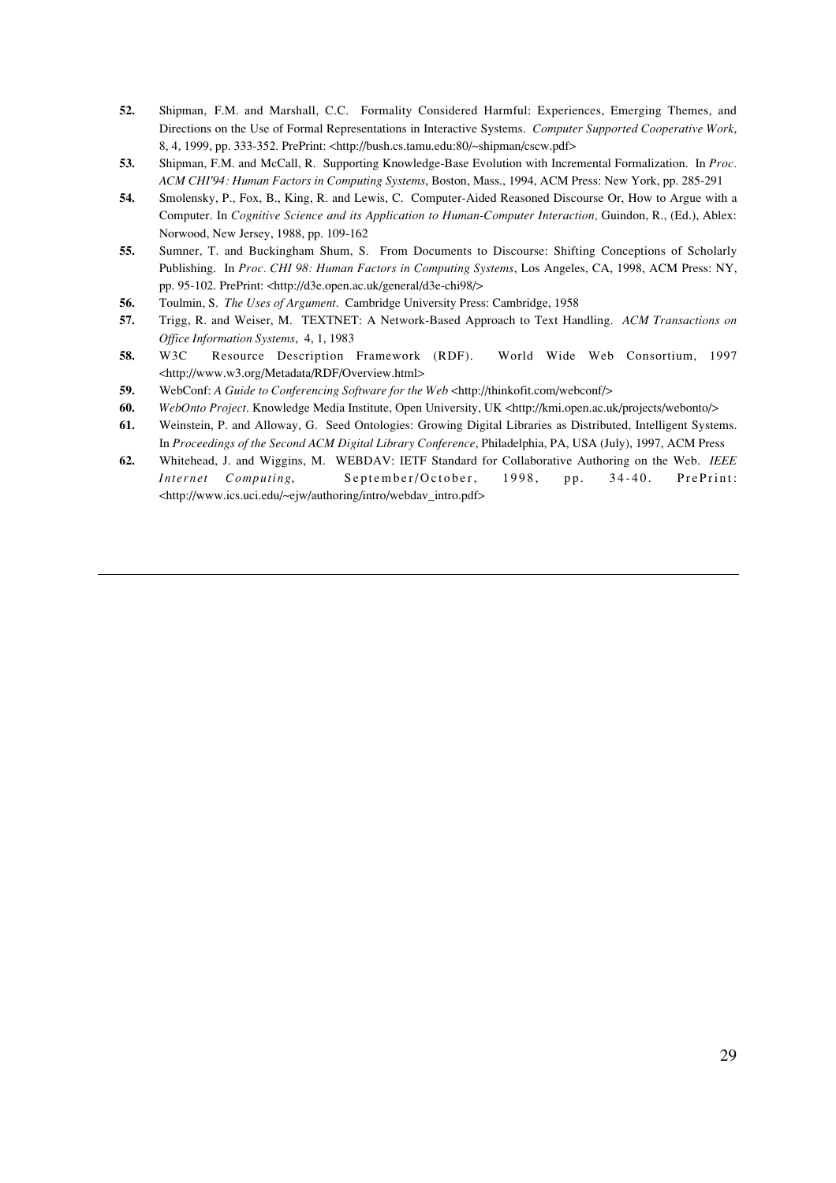52. Shipman, F.M. and Marshall, C.C. Formality Considered Harmful: Experiences, Emerging Themes, and Directions on the Use of Formal Representations in Interactive Systems. *Computer Supported Cooperative Work*, 8, 4, 1999, pp. 333-352. PrePrint: <http://bush.cs.tamu.edu:80/~shipman/cscw.pdf>
53. Shipman, F.M. and McCall, R. Supporting Knowledge-Base Evolution with Incremental Formalization. In *Proc. ACM CHI'94: Human Factors in Computing Systems*, Boston, Mass., 1994, ACM Press: New York, pp. 285-291
54. Smolensky, P., Fox, B., King, R. and Lewis, C. Computer-Aided Reasoned Discourse Or, How to Argue with a Computer. In *Cognitive Science and its Application to Human-Computer Interaction,* Guindon, R., (Ed.), Ablex: Norwood, New Jersey, 1988, pp. 109-162
55. Sumner, T. and Buckingham Shum, S. From Documents to Discourse: Shifting Conceptions of Scholarly Publishing. In *Proc. CHI 98: Human Factors in Computing Systems*, Los Angeles, CA, 1998, ACM Press: NY, pp. 95-102. PrePrint: <http://d3e.open.ac.uk/general/d3e-chi98/>
56. Toulmin, S. *The Uses of Argument*. Cambridge University Press: Cambridge, 1958
57. Trigg, R. and Weiser, M. TEXTNET: A Network-Based Approach to Text Handling. *ACM Transactions on Office Information Systems*, 4, 1, 1983
58. W3C Resource Description Framework (RDF). World Wide Web Consortium, 1997 <http://www.w3.org/Metadata/RDF/Overview.html>
59. WebConf: *A Guide to Conferencing Software for the Web* <http://thinkofit.com/webconf/>
60. *WebOnto Project*. Knowledge Media Institute, Open University, UK <http://kmi.open.ac.uk/projects/webonto/>
61. Weinstein, P. and Alloway, G. Seed Ontologies: Growing Digital Libraries as Distributed, Intelligent Systems. In *Proceedings of the Second ACM Digital Library Conference*, Philadelphia, PA, USA (July), 1997, ACM Press
62. Whitehead, J. and Wiggins, M. WEBDAV: IETF Standard for Collaborative Authoring on the Web. *IEEE Internet Computing*, September/October, 1998, pp. 34-40. PrePrint: <http://www.ics.uci.edu/~ejw/authoring/intro/webdav_intro.pdf>